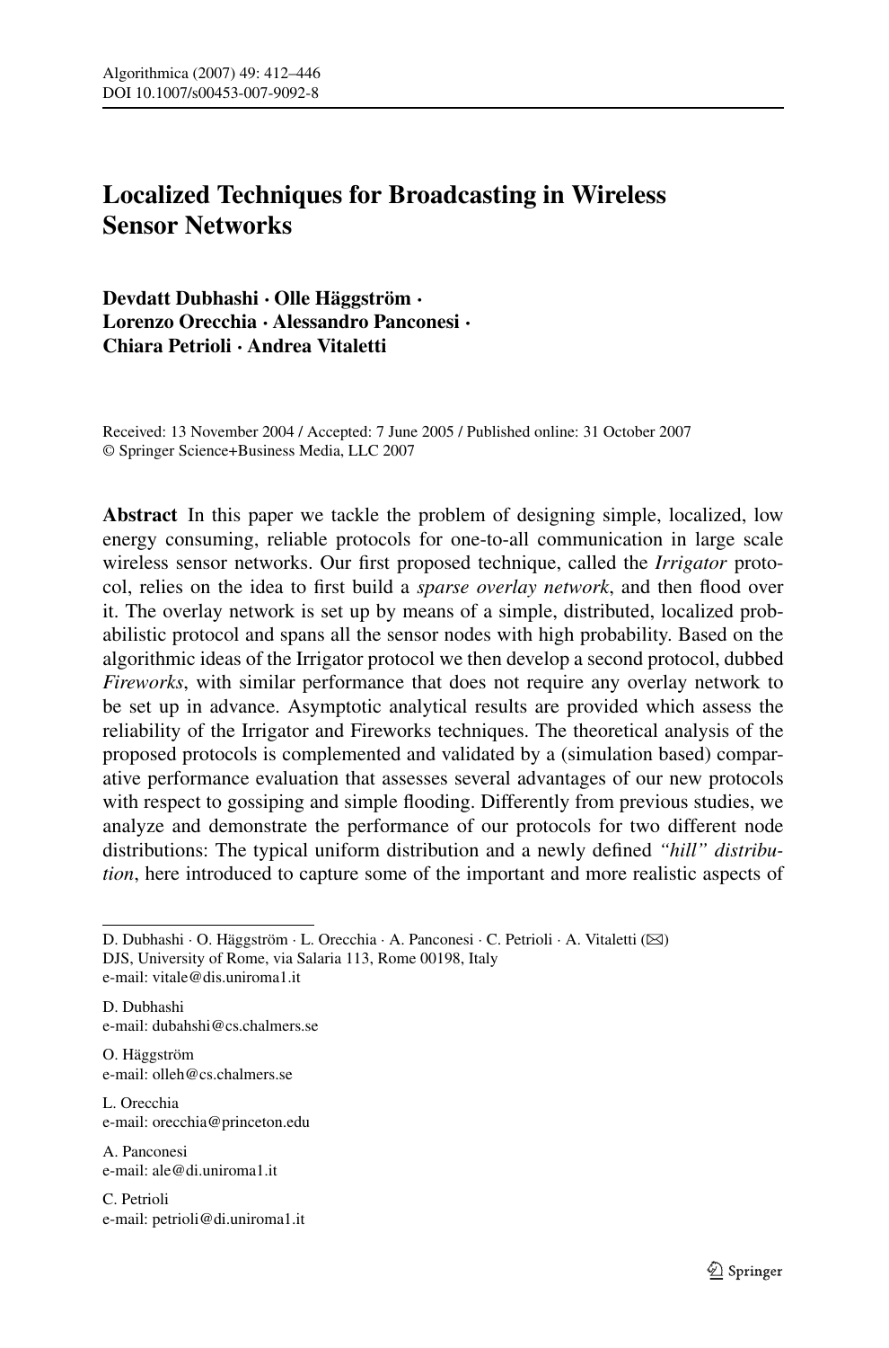# Localized Techniques for Broadcasting in Wireless Sensor Networks

**Devdatt Dubhashi · Olle Häggström · Lorenzo Orecchia · Alessandro Panconesi · Chiara Petrioli · Andrea Vitaletti**

Received: 13 November 2004 / Accepted: 7 June 2005 / Published online: 31 October 2007
© Springer Science+Business Media, LLC 2007

**Abstract** In this paper we tackle the problem of designing simple, localized, low energy consuming, reliable protocols for one-to-all communication in large scale wireless sensor networks. Our first proposed technique, called the *Irrigator* protocol, relies on the idea to first build a *sparse overlay network*, and then flood over it. The overlay network is set up by means of a simple, distributed, localized probabilistic protocol and spans all the sensor nodes with high probability. Based on the algorithmic ideas of the Irrigator protocol we then develop a second protocol, dubbed *Fireworks*, with similar performance that does not require any overlay network to be set up in advance. Asymptotic analytical results are provided which assess the reliability of the Irrigator and Fireworks techniques. The theoretical analysis of the proposed protocols is complemented and validated by a (simulation based) comparative performance evaluation that assesses several advantages of our new protocols with respect to gossiping and simple flooding. Differently from previous studies, we analyze and demonstrate the performance of our protocols for two different node distributions: The typical uniform distribution and a newly defined *"hill" distribution*, here introduced to capture some of the important and more realistic aspects of

---

D. Dubhashi · O. Häggström · L. Orecchia · A. Panconesi · C. Petrioli · A. Vitaletti (✉)
DJS, University of Rome, via Salaria 113, Rome 00198, Italy
e-mail: vitale@dis.uniroma1.it

D. Dubhashi
e-mail: dubahshi@cs.chalmers.se

O. Häggström
e-mail: olleh@cs.chalmers.se

L. Orecchia
e-mail: orecchia@princeton.edu

A. Panconesi
e-mail: ale@di.uniroma1.it

C. Petrioli
e-mail: petrioli@di.uniroma1.it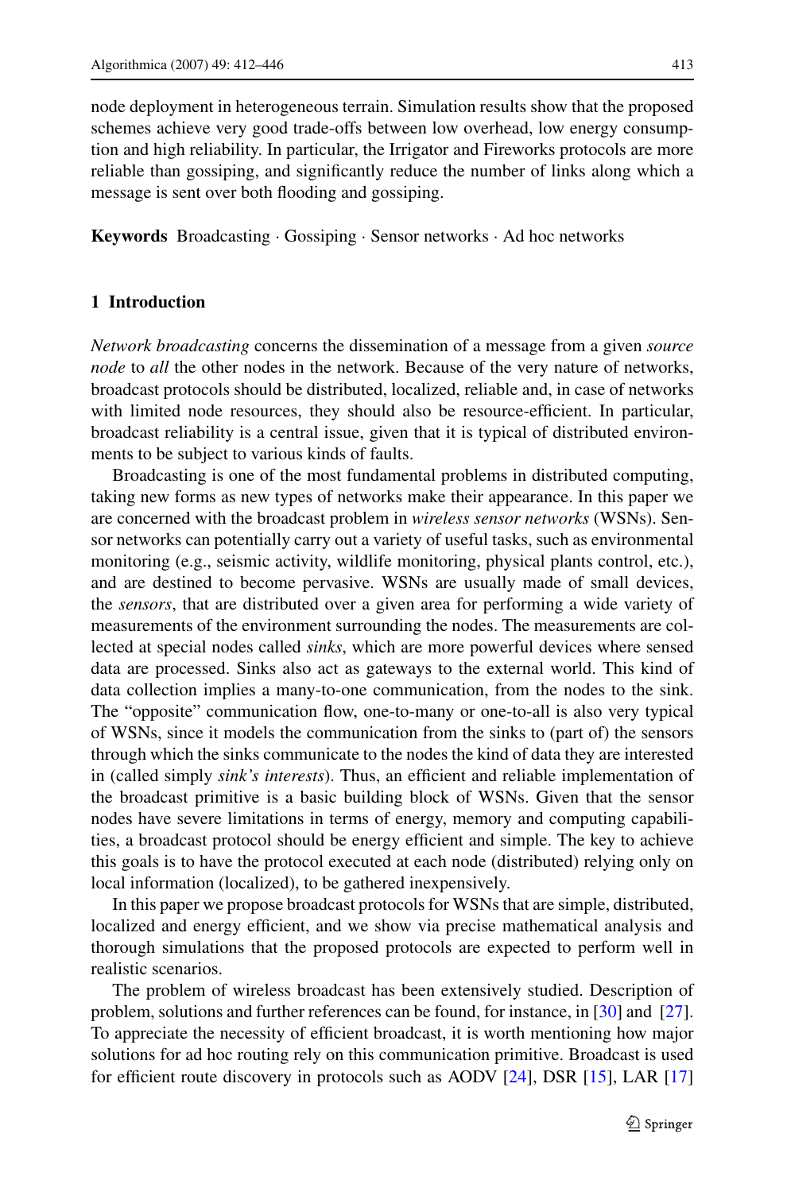node deployment in heterogeneous terrain. Simulation results show that the proposed schemes achieve very good trade-offs between low overhead, low energy consumption and high reliability. In particular, the Irrigator and Fireworks protocols are more reliable than gossiping, and significantly reduce the number of links along which a message is sent over both flooding and gossiping.

**Keywords** Broadcasting · Gossiping · Sensor networks · Ad hoc networks

## 1 Introduction

*Network broadcasting* concerns the dissemination of a message from a given *source node* to *all* the other nodes in the network. Because of the very nature of networks, broadcast protocols should be distributed, localized, reliable and, in case of networks with limited node resources, they should also be resource-efficient. In particular, broadcast reliability is a central issue, given that it is typical of distributed environments to be subject to various kinds of faults.

Broadcasting is one of the most fundamental problems in distributed computing, taking new forms as new types of networks make their appearance. In this paper we are concerned with the broadcast problem in *wireless sensor networks* (WSNs). Sensor networks can potentially carry out a variety of useful tasks, such as environmental monitoring (e.g., seismic activity, wildlife monitoring, physical plants control, etc.), and are destined to become pervasive. WSNs are usually made of small devices, the *sensors*, that are distributed over a given area for performing a wide variety of measurements of the environment surrounding the nodes. The measurements are collected at special nodes called *sinks*, which are more powerful devices where sensed data are processed. Sinks also act as gateways to the external world. This kind of data collection implies a many-to-one communication, from the nodes to the sink. The "opposite" communication flow, one-to-many or one-to-all is also very typical of WSNs, since it models the communication from the sinks to (part of) the sensors through which the sinks communicate to the nodes the kind of data they are interested in (called simply *sink's interests*). Thus, an efficient and reliable implementation of the broadcast primitive is a basic building block of WSNs. Given that the sensor nodes have severe limitations in terms of energy, memory and computing capabilities, a broadcast protocol should be energy efficient and simple. The key to achieve this goals is to have the protocol executed at each node (distributed) relying only on local information (localized), to be gathered inexpensively.

In this paper we propose broadcast protocols for WSNs that are simple, distributed, localized and energy efficient, and we show via precise mathematical analysis and thorough simulations that the proposed protocols are expected to perform well in realistic scenarios.

The problem of wireless broadcast has been extensively studied. Description of problem, solutions and further references can be found, for instance, in [30] and [27]. To appreciate the necessity of efficient broadcast, it is worth mentioning how major solutions for ad hoc routing rely on this communication primitive. Broadcast is used for efficient route discovery in protocols such as AODV [24], DSR [15], LAR [17]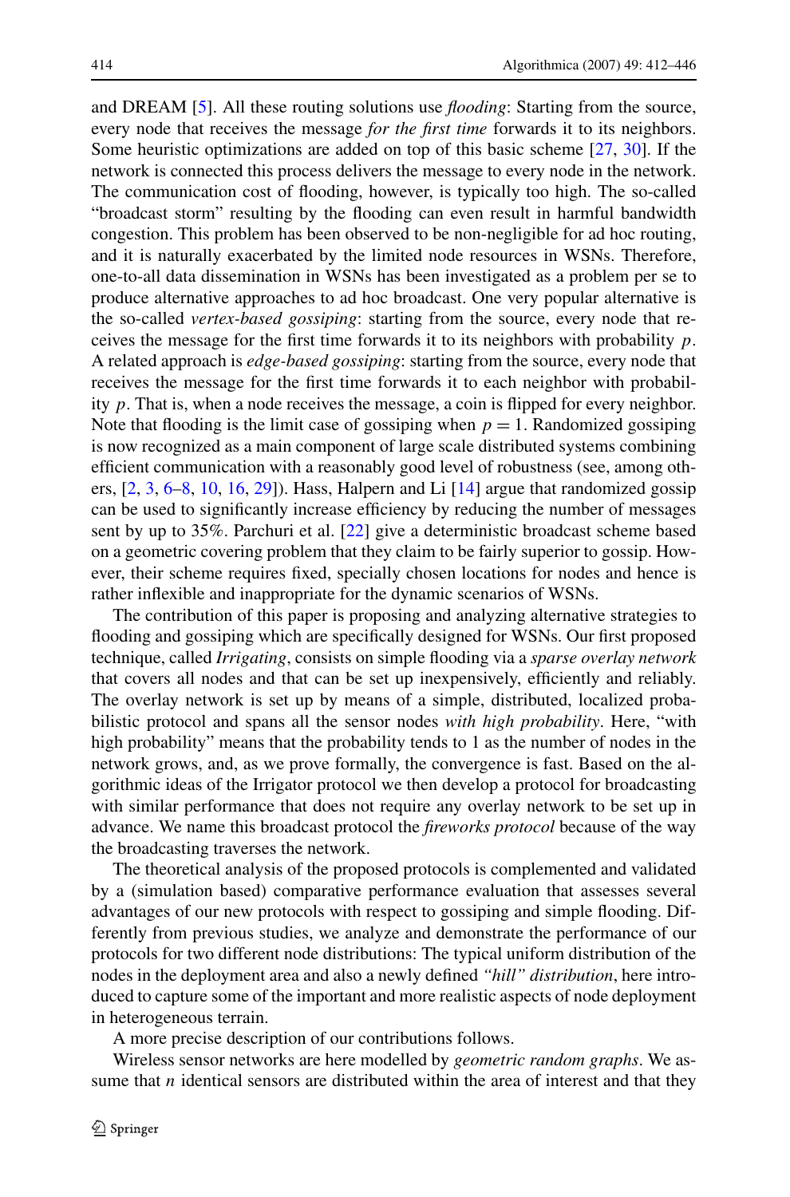and DREAM [5]. All these routing solutions use *flooding*: Starting from the source, every node that receives the message *for the first time* forwards it to its neighbors. Some heuristic optimizations are added on top of this basic scheme [27, 30]. If the network is connected this process delivers the message to every node in the network. The communication cost of flooding, however, is typically too high. The so-called "broadcast storm" resulting by the flooding can even result in harmful bandwidth congestion. This problem has been observed to be non-negligible for ad hoc routing, and it is naturally exacerbated by the limited node resources in WSNs. Therefore, one-to-all data dissemination in WSNs has been investigated as a problem per se to produce alternative approaches to ad hoc broadcast. One very popular alternative is the so-called *vertex-based gossiping*: starting from the source, every node that receives the message for the first time forwards it to its neighbors with probability $p$. A related approach is *edge-based gossiping*: starting from the source, every node that receives the message for the first time forwards it to each neighbor with probability $p$. That is, when a node receives the message, a coin is flipped for every neighbor. Note that flooding is the limit case of gossiping when $p = 1$. Randomized gossiping is now recognized as a main component of large scale distributed systems combining efficient communication with a reasonably good level of robustness (see, among others, [2, 3, 6–8, 10, 16, 29]). Hass, Halpern and Li [14] argue that randomized gossip can be used to significantly increase efficiency by reducing the number of messages sent by up to 35%. Parchuri et al. [22] give a deterministic broadcast scheme based on a geometric covering problem that they claim to be fairly superior to gossip. However, their scheme requires fixed, specially chosen locations for nodes and hence is rather inflexible and inappropriate for the dynamic scenarios of WSNs.

The contribution of this paper is proposing and analyzing alternative strategies to flooding and gossiping which are specifically designed for WSNs. Our first proposed technique, called *Irrigating*, consists on simple flooding via a *sparse overlay network* that covers all nodes and that can be set up inexpensively, efficiently and reliably. The overlay network is set up by means of a simple, distributed, localized probabilistic protocol and spans all the sensor nodes *with high probability*. Here, "with high probability" means that the probability tends to 1 as the number of nodes in the network grows, and, as we prove formally, the convergence is fast. Based on the algorithmic ideas of the Irrigator protocol we then develop a protocol for broadcasting with similar performance that does not require any overlay network to be set up in advance. We name this broadcast protocol the *fireworks protocol* because of the way the broadcasting traverses the network.

The theoretical analysis of the proposed protocols is complemented and validated by a (simulation based) comparative performance evaluation that assesses several advantages of our new protocols with respect to gossiping and simple flooding. Differently from previous studies, we analyze and demonstrate the performance of our protocols for two different node distributions: The typical uniform distribution of the nodes in the deployment area and also a newly defined *"hill" distribution*, here introduced to capture some of the important and more realistic aspects of node deployment in heterogeneous terrain.

A more precise description of our contributions follows.

Wireless sensor networks are here modelled by *geometric random graphs*. We assume that *n* identical sensors are distributed within the area of interest and that they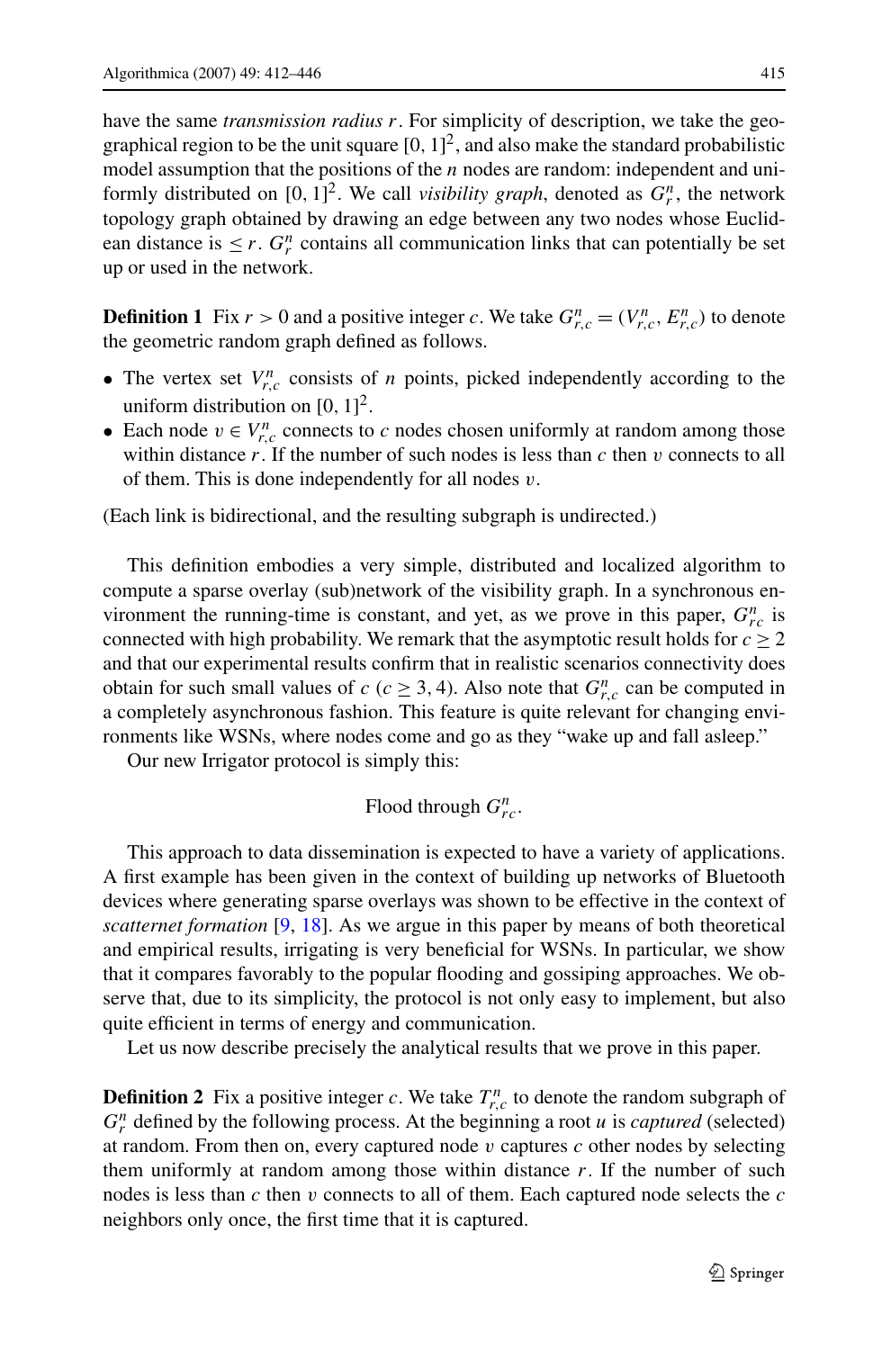have the same *transmission radius* $r$. For simplicity of description, we take the geographical region to be the unit square $[0,1]^2$, and also make the standard probabilistic model assumption that the positions of the $n$ nodes are random: independent and uniformly distributed on $[0,1]^2$. We call *visibility graph*, denoted as $G_r^n$, the network topology graph obtained by drawing an edge between any two nodes whose Euclidean distance is $\leq r$. $G_r^n$ contains all communication links that can potentially be set up or used in the network.

**Definition 1** Fix $r > 0$ and a positive integer $c$. We take $G_{r,c}^n = (V_{r,c}^n, E_{r,c}^n)$ to denote the geometric random graph defined as follows.

- The vertex set $V_{r,c}^n$ consists of $n$ points, picked independently according to the uniform distribution on $[0,1]^2$.
- Each node $v \in V_{r,c}^n$ connects to $c$ nodes chosen uniformly at random among those within distance $r$. If the number of such nodes is less than $c$ then $v$ connects to all of them. This is done independently for all nodes $v$.

(Each link is bidirectional, and the resulting subgraph is undirected.)

This definition embodies a very simple, distributed and localized algorithm to compute a sparse overlay (sub)network of the visibility graph. In a synchronous environment the running-time is constant, and yet, as we prove in this paper, $G_{rc}^n$ is connected with high probability. We remark that the asymptotic result holds for $c \geq 2$ and that our experimental results confirm that in realistic scenarios connectivity does obtain for such small values of $c$ ($c \geq 3, 4$). Also note that $G_{r,c}^n$ can be computed in a completely asynchronous fashion. This feature is quite relevant for changing environments like WSNs, where nodes come and go as they "wake up and fall asleep."

Our new Irrigator protocol is simply this:

$$\text{Flood through } G_{rc}^n.$$

This approach to data dissemination is expected to have a variety of applications. A first example has been given in the context of building up networks of Bluetooth devices where generating sparse overlays was shown to be effective in the context of *scatternet formation* [9, 18]. As we argue in this paper by means of both theoretical and empirical results, irrigating is very beneficial for WSNs. In particular, we show that it compares favorably to the popular flooding and gossiping approaches. We observe that, due to its simplicity, the protocol is not only easy to implement, but also quite efficient in terms of energy and communication.

Let us now describe precisely the analytical results that we prove in this paper.

**Definition 2** Fix a positive integer $c$. We take $T_{r,c}^n$ to denote the random subgraph of $G_r^n$ defined by the following process. At the beginning a root $u$ is *captured* (selected) at random. From then on, every captured node $v$ captures $c$ other nodes by selecting them uniformly at random among those within distance $r$. If the number of such nodes is less than $c$ then $v$ connects to all of them. Each captured node selects the $c$ neighbors only once, the first time that it is captured.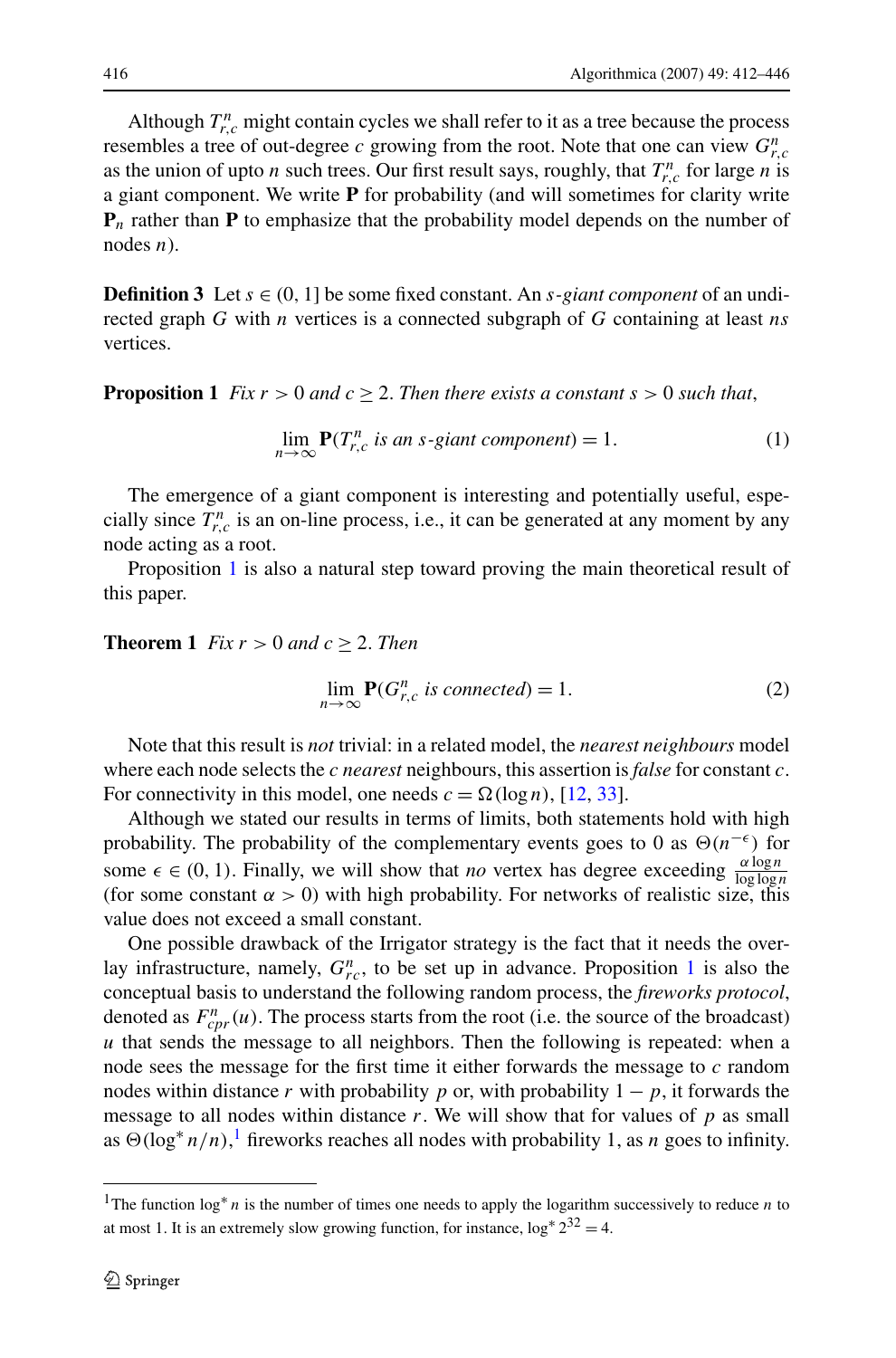Although $T^n_{r,c}$ might contain cycles we shall refer to it as a tree because the process resembles a tree of out-degree $c$ growing from the root. Note that one can view $G^n_{r,c}$ as the union of upto $n$ such trees. Our first result says, roughly, that $T^n_{r,c}$ for large $n$ is a giant component. We write $\mathbf{P}$ for probability (and will sometimes for clarity write $\mathbf{P}_n$ rather than $\mathbf{P}$ to emphasize that the probability model depends on the number of nodes $n$).

**Definition 3** Let $s \in (0, 1]$ be some fixed constant. An *s-giant component* of an undirected graph $G$ with $n$ vertices is a connected subgraph of $G$ containing at least $ns$ vertices.

**Proposition 1** *Fix $r > 0$ and $c \geq 2$. Then there exists a constant $s > 0$ such that,*

$$\lim_{n\to\infty} \mathbf{P}(T^n_{r,c} \text{ is an } s\text{-giant component}) = 1. \tag{1}$$

The emergence of a giant component is interesting and potentially useful, especially since $T^n_{r,c}$ is an on-line process, i.e., it can be generated at any moment by any node acting as a root.

Proposition 1 is also a natural step toward proving the main theoretical result of this paper.

**Theorem 1** *Fix $r > 0$ and $c \geq 2$. Then*

$$\lim_{n\to\infty} \mathbf{P}(G^n_{r,c} \text{ is connected}) = 1. \tag{2}$$

Note that this result is *not* trivial: in a related model, the *nearest neighbours* model where each node selects the $c$ *nearest* neighbours, this assertion is *false* for constant $c$. For connectivity in this model, one needs $c = \Omega(\log n)$, [12, 33].

Although we stated our results in terms of limits, both statements hold with high probability. The probability of the complementary events goes to 0 as $\Theta(n^{-\epsilon})$ for some $\epsilon \in (0, 1)$. Finally, we will show that *no* vertex has degree exceeding $\frac{\alpha \log n}{\log \log n}$ (for some constant $\alpha > 0$) with high probability. For networks of realistic size, this value does not exceed a small constant.

One possible drawback of the Irrigator strategy is the fact that it needs the overlay infrastructure, namely, $G^n_{rc}$, to be set up in advance. Proposition 1 is also the conceptual basis to understand the following random process, the *fireworks protocol*, denoted as $F^n_{cpr}(u)$. The process starts from the root (i.e. the source of the broadcast) $u$ that sends the message to all neighbors. Then the following is repeated: when a node sees the message for the first time it either forwards the message to $c$ random nodes within distance $r$ with probability $p$ or, with probability $1 - p$, it forwards the message to all nodes within distance $r$. We will show that for values of $p$ as small as $\Theta(\log^* n/n)$,[1] fireworks reaches all nodes with probability 1, as $n$ goes to infinity.

[1] The function $\log^* n$ is the number of times one needs to apply the logarithm successively to reduce $n$ to at most 1. It is an extremely slow growing function, for instance, $\log^* 2^{32} = 4$.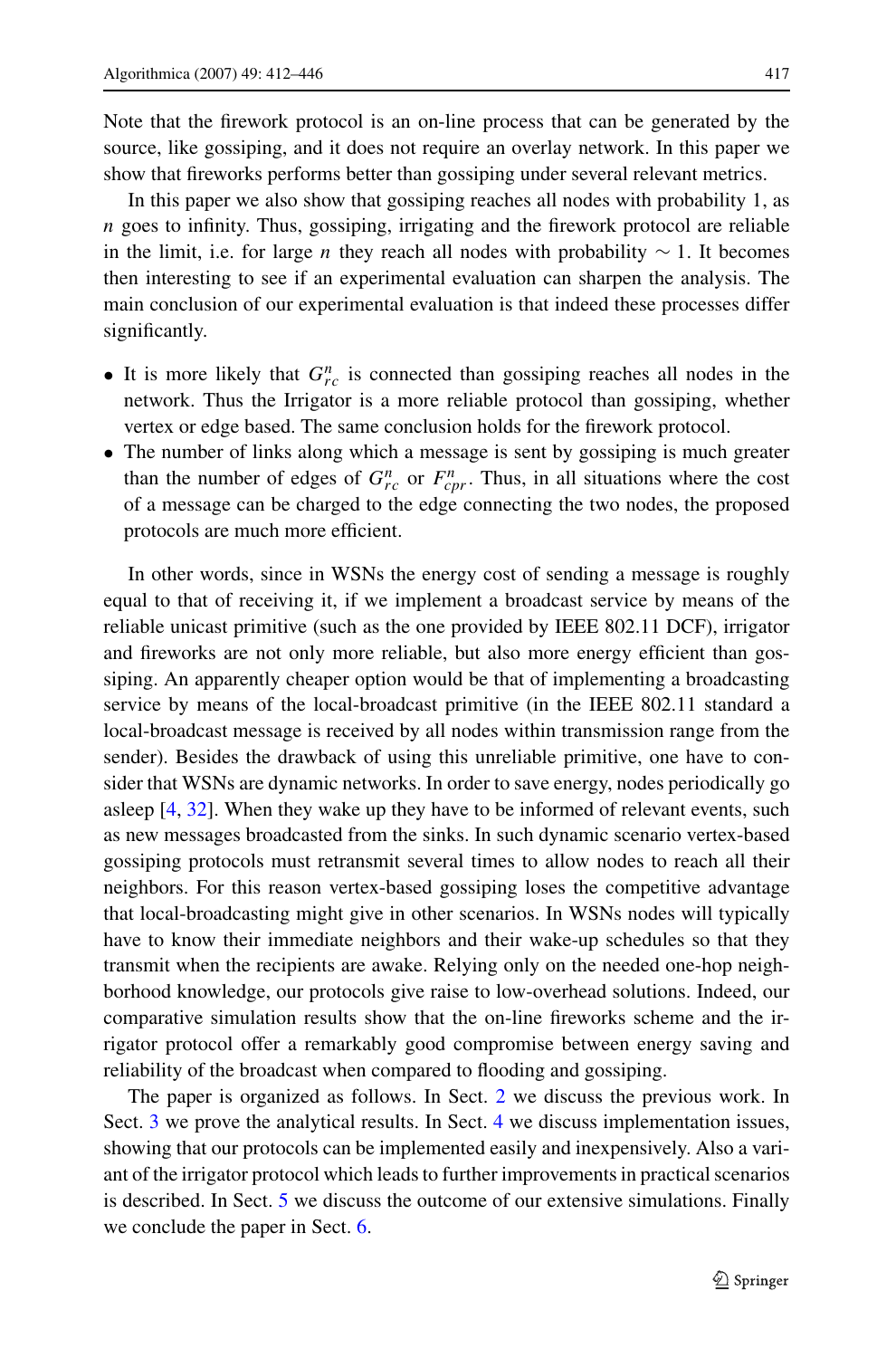Note that the firework protocol is an on-line process that can be generated by the source, like gossiping, and it does not require an overlay network. In this paper we show that fireworks performs better than gossiping under several relevant metrics.

In this paper we also show that gossiping reaches all nodes with probability 1, as $n$ goes to infinity. Thus, gossiping, irrigating and the firework protocol are reliable in the limit, i.e. for large $n$ they reach all nodes with probability $\sim 1$. It becomes then interesting to see if an experimental evaluation can sharpen the analysis. The main conclusion of our experimental evaluation is that indeed these processes differ significantly.

- It is more likely that $G^n_{rc}$ is connected than gossiping reaches all nodes in the network. Thus the Irrigator is a more reliable protocol than gossiping, whether vertex or edge based. The same conclusion holds for the firework protocol.
- The number of links along which a message is sent by gossiping is much greater than the number of edges of $G^n_{rc}$ or $F^n_{cpr}$. Thus, in all situations where the cost of a message can be charged to the edge connecting the two nodes, the proposed protocols are much more efficient.

In other words, since in WSNs the energy cost of sending a message is roughly equal to that of receiving it, if we implement a broadcast service by means of the reliable unicast primitive (such as the one provided by IEEE 802.11 DCF), irrigator and fireworks are not only more reliable, but also more energy efficient than gossiping. An apparently cheaper option would be that of implementing a broadcasting service by means of the local-broadcast primitive (in the IEEE 802.11 standard a local-broadcast message is received by all nodes within transmission range from the sender). Besides the drawback of using this unreliable primitive, one have to consider that WSNs are dynamic networks. In order to save energy, nodes periodically go asleep [4, 32]. When they wake up they have to be informed of relevant events, such as new messages broadcasted from the sinks. In such dynamic scenario vertex-based gossiping protocols must retransmit several times to allow nodes to reach all their neighbors. For this reason vertex-based gossiping loses the competitive advantage that local-broadcasting might give in other scenarios. In WSNs nodes will typically have to know their immediate neighbors and their wake-up schedules so that they transmit when the recipients are awake. Relying only on the needed one-hop neighborhood knowledge, our protocols give raise to low-overhead solutions. Indeed, our comparative simulation results show that the on-line fireworks scheme and the irrigator protocol offer a remarkably good compromise between energy saving and reliability of the broadcast when compared to flooding and gossiping.

The paper is organized as follows. In Sect. 2 we discuss the previous work. In Sect. 3 we prove the analytical results. In Sect. 4 we discuss implementation issues, showing that our protocols can be implemented easily and inexpensively. Also a variant of the irrigator protocol which leads to further improvements in practical scenarios is described. In Sect. 5 we discuss the outcome of our extensive simulations. Finally we conclude the paper in Sect. 6.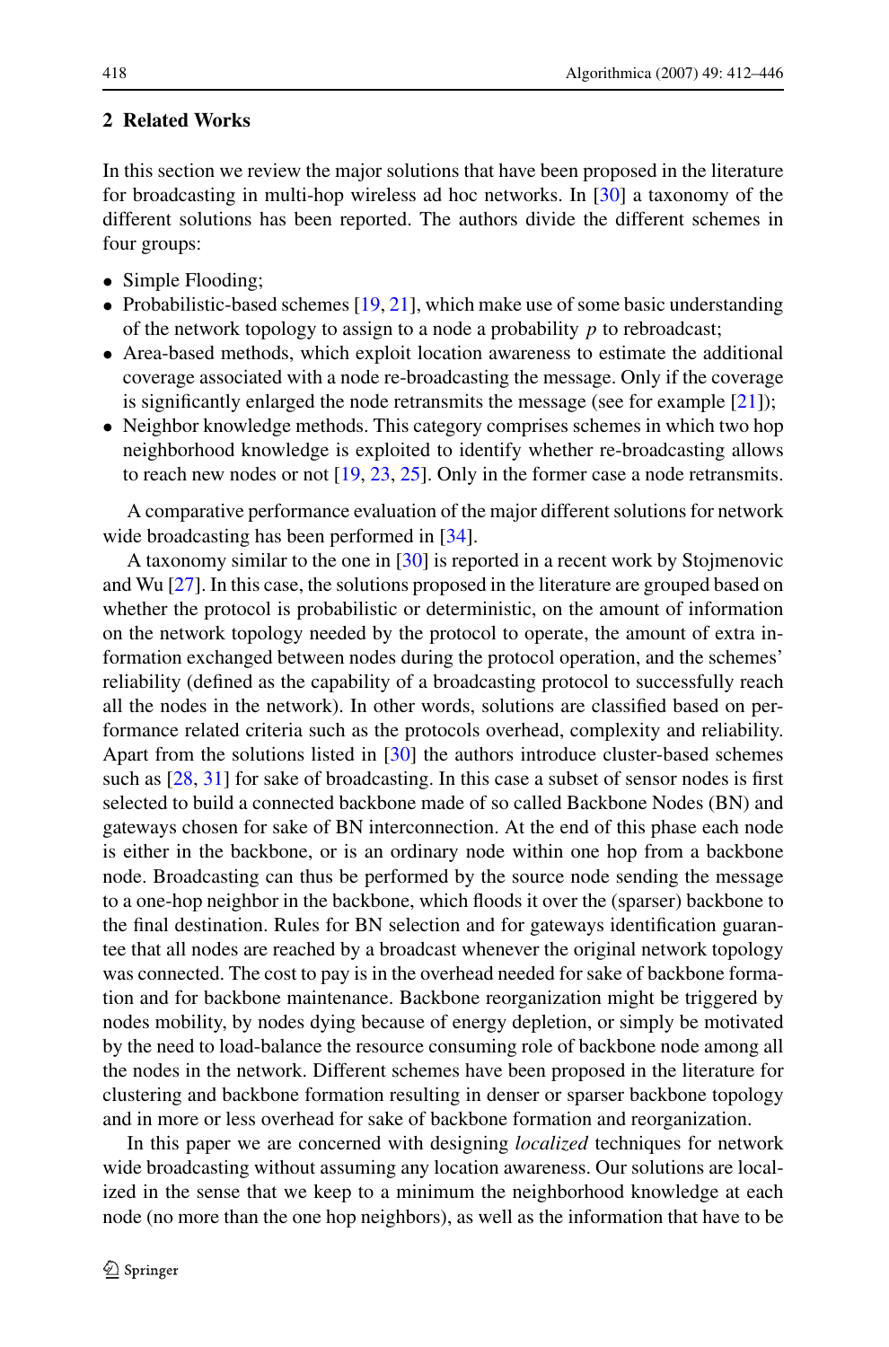## 2 Related Works

In this section we review the major solutions that have been proposed in the literature for broadcasting in multi-hop wireless ad hoc networks. In [30] a taxonomy of the different solutions has been reported. The authors divide the different schemes in four groups:

- Simple Flooding;
- Probabilistic-based schemes [19, 21], which make use of some basic understanding of the network topology to assign to a node a probability $p$ to rebroadcast;
- Area-based methods, which exploit location awareness to estimate the additional coverage associated with a node re-broadcasting the message. Only if the coverage is significantly enlarged the node retransmits the message (see for example [21]);
- Neighbor knowledge methods. This category comprises schemes in which two hop neighborhood knowledge is exploited to identify whether re-broadcasting allows to reach new nodes or not [19, 23, 25]. Only in the former case a node retransmits.

A comparative performance evaluation of the major different solutions for network wide broadcasting has been performed in [34].

A taxonomy similar to the one in [30] is reported in a recent work by Stojmenovic and Wu [27]. In this case, the solutions proposed in the literature are grouped based on whether the protocol is probabilistic or deterministic, on the amount of information on the network topology needed by the protocol to operate, the amount of extra information exchanged between nodes during the protocol operation, and the schemes' reliability (defined as the capability of a broadcasting protocol to successfully reach all the nodes in the network). In other words, solutions are classified based on performance related criteria such as the protocols overhead, complexity and reliability. Apart from the solutions listed in [30] the authors introduce cluster-based schemes such as [28, 31] for sake of broadcasting. In this case a subset of sensor nodes is first selected to build a connected backbone made of so called Backbone Nodes (BN) and gateways chosen for sake of BN interconnection. At the end of this phase each node is either in the backbone, or is an ordinary node within one hop from a backbone node. Broadcasting can thus be performed by the source node sending the message to a one-hop neighbor in the backbone, which floods it over the (sparser) backbone to the final destination. Rules for BN selection and for gateways identification guarantee that all nodes are reached by a broadcast whenever the original network topology was connected. The cost to pay is in the overhead needed for sake of backbone formation and for backbone maintenance. Backbone reorganization might be triggered by nodes mobility, by nodes dying because of energy depletion, or simply be motivated by the need to load-balance the resource consuming role of backbone node among all the nodes in the network. Different schemes have been proposed in the literature for clustering and backbone formation resulting in denser or sparser backbone topology and in more or less overhead for sake of backbone formation and reorganization.

In this paper we are concerned with designing *localized* techniques for network wide broadcasting without assuming any location awareness. Our solutions are localized in the sense that we keep to a minimum the neighborhood knowledge at each node (no more than the one hop neighbors), as well as the information that have to be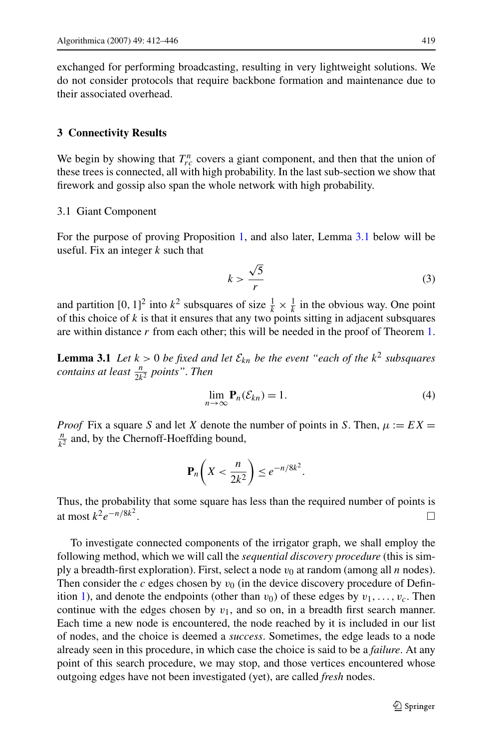exchanged for performing broadcasting, resulting in very lightweight solutions. We do not consider protocols that require backbone formation and maintenance due to their associated overhead.

## 3 Connectivity Results

We begin by showing that $T^n_{rc}$ covers a giant component, and then that the union of these trees is connected, all with high probability. In the last sub-section we show that firework and gossip also span the whole network with high probability.

### 3.1 Giant Component

For the purpose of proving Proposition 1, and also later, Lemma 3.1 below will be useful. Fix an integer $k$ such that

$$k > \frac{\sqrt{5}}{r} \tag{3}$$

and partition $[0,1]^2$ into $k^2$ subsquares of size $\frac{1}{k} \times \frac{1}{k}$ in the obvious way. One point of this choice of $k$ is that it ensures that any two points sitting in adjacent subsquares are within distance $r$ from each other; this will be needed in the proof of Theorem 1.

**Lemma 3.1** *Let $k > 0$ be fixed and let $\mathcal{E}_{kn}$ be the event "each of the $k^2$ subsquares contains at least $\frac{n}{2k^2}$ points". Then*

$$\lim_{n\to\infty} \mathbf{P}_n(\mathcal{E}_{kn}) = 1. \tag{4}$$

*Proof* Fix a square $S$ and let $X$ denote the number of points in $S$. Then, $\mu := EX = \frac{n}{k^2}$ and, by the Chernoff-Hoeffding bound,

$$\mathbf{P}_n\left(X < \frac{n}{2k^2}\right) \leq e^{-n/8k^2}.$$

Thus, the probability that some square has less than the required number of points is at most $k^2 e^{-n/8k^2}$. □

To investigate connected components of the irrigator graph, we shall employ the following method, which we will call the *sequential discovery procedure* (this is simply a breadth-first exploration). First, select a node $v_0$ at random (among all $n$ nodes). Then consider the $c$ edges chosen by $v_0$ (in the device discovery procedure of Definition 1), and denote the endpoints (other than $v_0$) of these edges by $v_1, \ldots, v_c$. Then continue with the edges chosen by $v_1$, and so on, in a breadth first search manner. Each time a new node is encountered, the node reached by it is included in our list of nodes, and the choice is deemed a *success*. Sometimes, the edge leads to a node already seen in this procedure, in which case the choice is said to be a *failure*. At any point of this search procedure, we may stop, and those vertices encountered whose outgoing edges have not been investigated (yet), are called *fresh* nodes.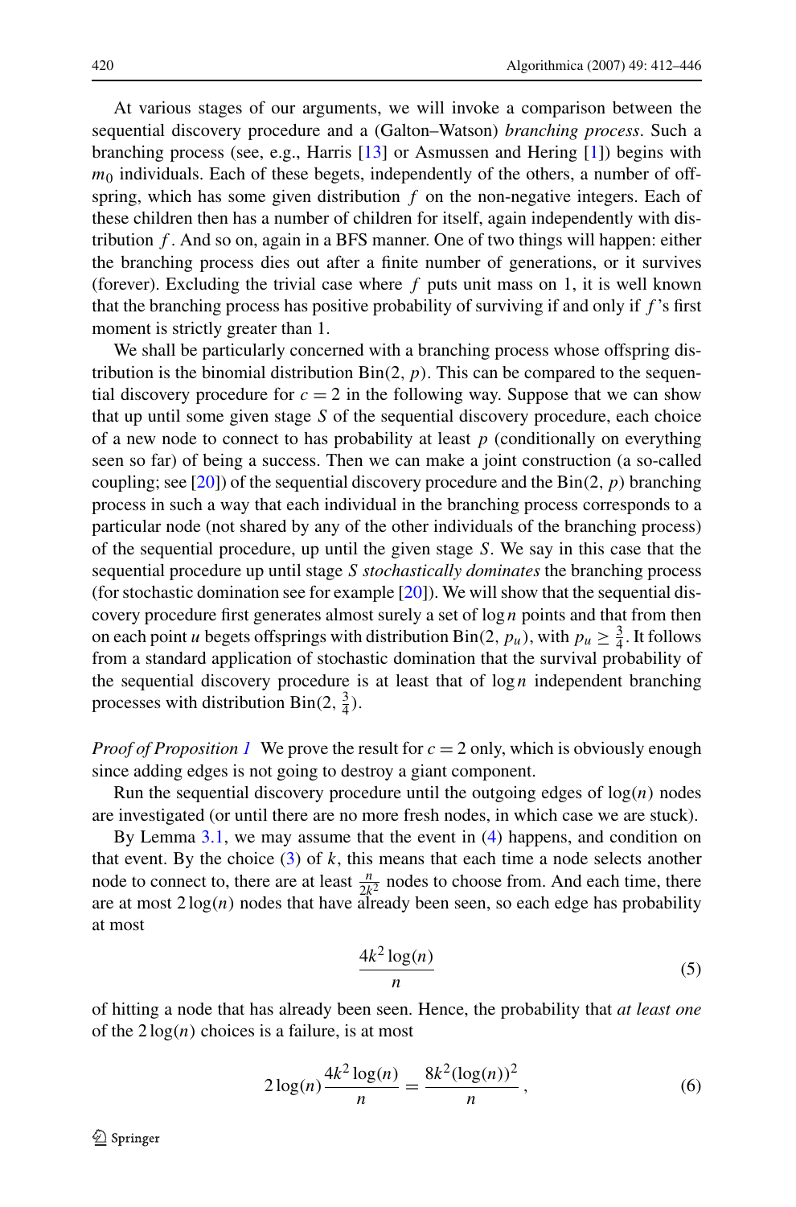At various stages of our arguments, we will invoke a comparison between the sequential discovery procedure and a (Galton–Watson) *branching process*. Such a branching process (see, e.g., Harris [13] or Asmussen and Hering [1]) begins with $m_0$ individuals. Each of these begets, independently of the others, a number of offspring, which has some given distribution $f$ on the non-negative integers. Each of these children then has a number of children for itself, again independently with distribution $f$. And so on, again in a BFS manner. One of two things will happen: either the branching process dies out after a finite number of generations, or it survives (forever). Excluding the trivial case where $f$ puts unit mass on 1, it is well known that the branching process has positive probability of surviving if and only if $f$'s first moment is strictly greater than 1.

We shall be particularly concerned with a branching process whose offspring distribution is the binomial distribution $\mathrm{Bin}(2, p)$. This can be compared to the sequential discovery procedure for $c = 2$ in the following way. Suppose that we can show that up until some given stage $S$ of the sequential discovery procedure, each choice of a new node to connect to has probability at least $p$ (conditionally on everything seen so far) of being a success. Then we can make a joint construction (a so-called coupling; see [20]) of the sequential discovery procedure and the $\mathrm{Bin}(2, p)$ branching process in such a way that each individual in the branching process corresponds to a particular node (not shared by any of the other individuals of the branching process) of the sequential procedure, up until the given stage $S$. We say in this case that the sequential procedure up until stage $S$ *stochastically dominates* the branching process (for stochastic domination see for example [20]). We will show that the sequential discovery procedure first generates almost surely a set of $\log n$ points and that from then on each point $u$ begets offsprings with distribution $\mathrm{Bin}(2, p_u)$, with $p_u \geq \frac{3}{4}$. It follows from a standard application of stochastic domination that the survival probability of the sequential discovery procedure is at least that of $\log n$ independent branching processes with distribution $\mathrm{Bin}(2, \frac{3}{4})$.

*Proof of Proposition 1* We prove the result for $c = 2$ only, which is obviously enough since adding edges is not going to destroy a giant component.

Run the sequential discovery procedure until the outgoing edges of $\log(n)$ nodes are investigated (or until there are no more fresh nodes, in which case we are stuck).

By Lemma 3.1, we may assume that the event in (4) happens, and condition on that event. By the choice (3) of $k$, this means that each time a node selects another node to connect to, there are at least $\frac{n}{2k^2}$ nodes to choose from. And each time, there are at most $2\log(n)$ nodes that have already been seen, so each edge has probability at most

$$\frac{4k^2 \log(n)}{n} \tag{5}$$

of hitting a node that has already been seen. Hence, the probability that *at least one* of the $2\log(n)$ choices is a failure, is at most

$$2\log(n)\frac{4k^2 \log(n)}{n} = \frac{8k^2(\log(n))^2}{n}, \tag{6}$$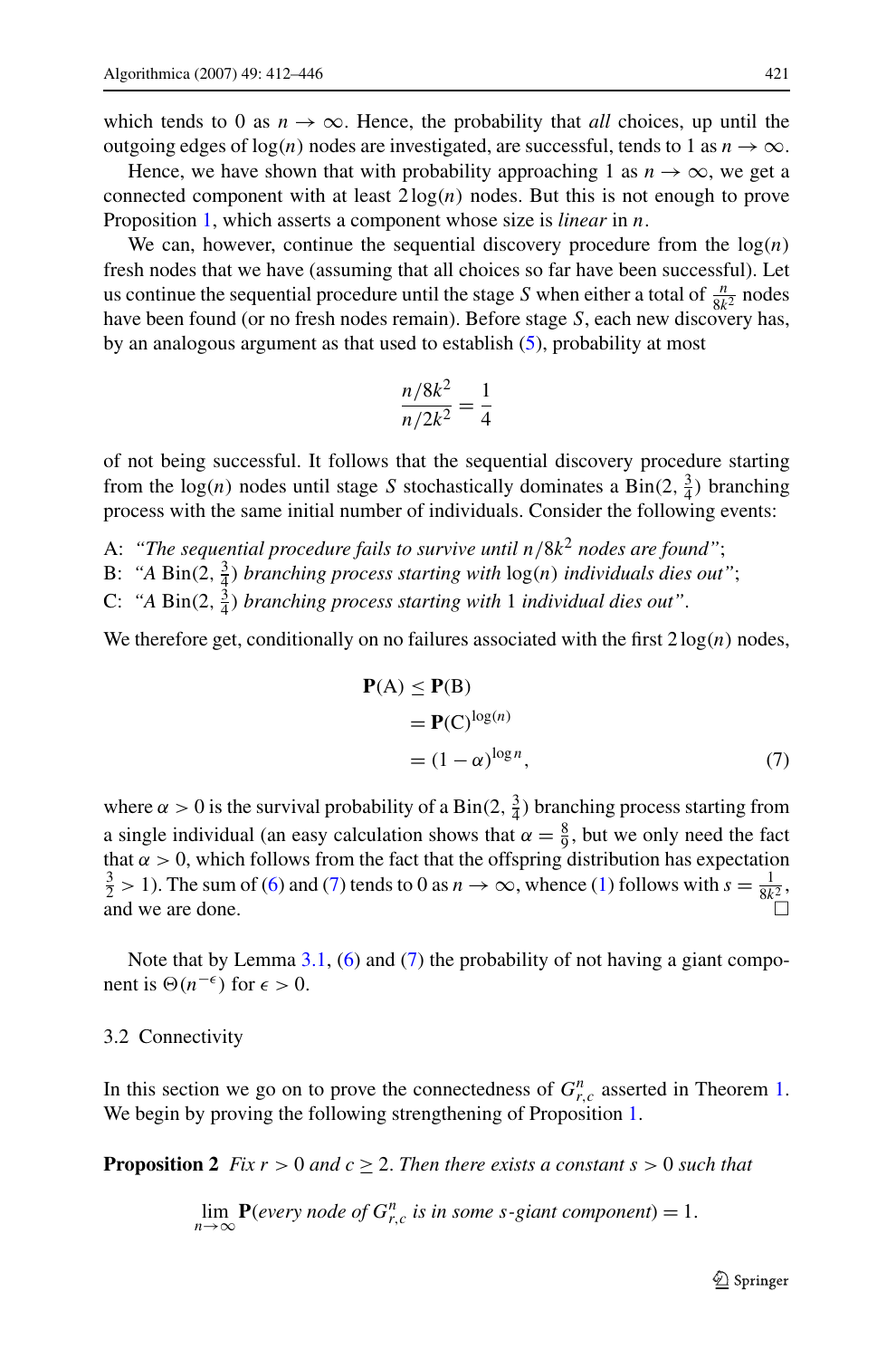which tends to 0 as $n \to \infty$. Hence, the probability that *all* choices, up until the outgoing edges of $\log(n)$ nodes are investigated, are successful, tends to 1 as $n \to \infty$.

Hence, we have shown that with probability approaching 1 as $n \to \infty$, we get a connected component with at least $2\log(n)$ nodes. But this is not enough to prove Proposition 1, which asserts a component whose size is *linear* in $n$.

We can, however, continue the sequential discovery procedure from the $\log(n)$ fresh nodes that we have (assuming that all choices so far have been successful). Let us continue the sequential procedure until the stage $S$ when either a total of $\frac{n}{8k^2}$ nodes have been found (or no fresh nodes remain). Before stage $S$, each new discovery has, by an analogous argument as that used to establish (5), probability at most

$$\frac{n/8k^2}{n/2k^2} = \frac{1}{4}$$

of not being successful. It follows that the sequential discovery procedure starting from the $\log(n)$ nodes until stage $S$ stochastically dominates a $\text{Bin}(2, \frac{3}{4})$ branching process with the same initial number of individuals. Consider the following events:

A: *"The sequential procedure fails to survive until $n/8k^2$ nodes are found"*;
B: *"A $\text{Bin}(2, \frac{3}{4})$ branching process starting with $\log(n)$ individuals dies out"*;
C: *"A $\text{Bin}(2, \frac{3}{4})$ branching process starting with 1 individual dies out"*.

We therefore get, conditionally on no failures associated with the first $2\log(n)$ nodes,

$$\begin{aligned}
\mathbf{P}(\text{A}) &\le \mathbf{P}(\text{B}) \\
&= \mathbf{P}(\text{C})^{\log(n)} \\
&= (1-\alpha)^{\log n},
\end{aligned} \tag{7}$$

where $\alpha > 0$ is the survival probability of a $\text{Bin}(2, \frac{3}{4})$ branching process starting from a single individual (an easy calculation shows that $\alpha = \frac{8}{9}$, but we only need the fact that $\alpha > 0$, which follows from the fact that the offspring distribution has expectation $\frac{3}{2} > 1$). The sum of (6) and (7) tends to 0 as $n \to \infty$, whence (1) follows with $s = \frac{1}{8k^2}$, and we are done. □

Note that by Lemma 3.1, (6) and (7) the probability of not having a giant component is $\Theta(n^{-\epsilon})$ for $\epsilon > 0$.

### 3.2 Connectivity

In this section we go on to prove the connectedness of $G^n_{r,c}$ asserted in Theorem 1. We begin by proving the following strengthening of Proposition 1.

**Proposition 2** *Fix $r > 0$ and $c \ge 2$. Then there exists a constant $s > 0$ such that*

$$\lim_{n\to\infty} \mathbf{P}(\textit{every node of } G^n_{r,c} \textit{ is in some } s\textit{-giant component}) = 1.$$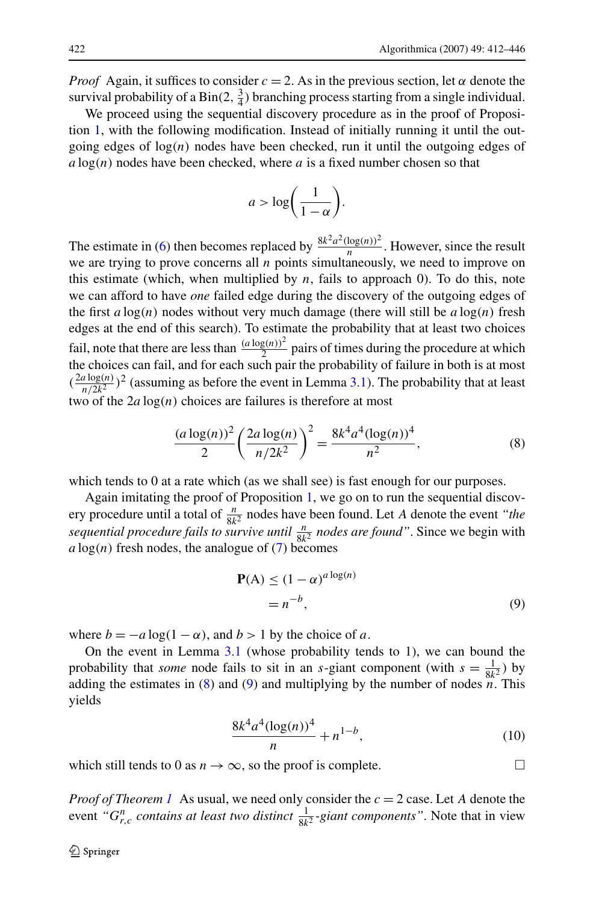*Proof* Again, it suffices to consider $c = 2$. As in the previous section, let $\alpha$ denote the survival probability of a $\text{Bin}(2, \frac{3}{4})$ branching process starting from a single individual.

We proceed using the sequential discovery procedure as in the proof of Proposition 1, with the following modification. Instead of initially running it until the outgoing edges of $\log(n)$ nodes have been checked, run it until the outgoing edges of $a \log(n)$ nodes have been checked, where $a$ is a fixed number chosen so that

$$a > \log\left(\frac{1}{1-\alpha}\right).$$

The estimate in (6) then becomes replaced by $\frac{8k^2a^2(\log(n))^2}{n}$. However, since the result we are trying to prove concerns all $n$ points simultaneously, we need to improve on this estimate (which, when multiplied by $n$, fails to approach 0). To do this, note we can afford to have *one* failed edge during the discovery of the outgoing edges of the first $a \log(n)$ nodes without very much damage (there will still be $a \log(n)$ fresh edges at the end of this search). To estimate the probability that at least two choices fail, note that there are less than $\frac{(a\log(n))^2}{2}$ pairs of times during the procedure at which the choices can fail, and for each such pair the probability of failure in both is at most $(\frac{2a\log(n)}{n/2k^2})^2$ (assuming as before the event in Lemma 3.1). The probability that at least two of the $2a\log(n)$ choices are failures is therefore at most

$$\frac{(a\log(n))^2}{2}\left(\frac{2a\log(n)}{n/2k^2}\right)^2 = \frac{8k^4a^4(\log(n))^4}{n^2}, \tag{8}$$

which tends to 0 at a rate which (as we shall see) is fast enough for our purposes.

Again imitating the proof of Proposition 1, we go on to run the sequential discovery procedure until a total of $\frac{n}{8k^2}$ nodes have been found. Let $A$ denote the event *"the sequential procedure fails to survive until $\frac{n}{8k^2}$ nodes are found"*. Since we begin with $a\log(n)$ fresh nodes, the analogue of (7) becomes

$$\begin{aligned}\mathbf{P}(\mathrm{A}) &\leq (1-\alpha)^{a\log(n)} \\ &= n^{-b},\end{aligned} \tag{9}$$

where $b = -a\log(1-\alpha)$, and $b > 1$ by the choice of $a$.

On the event in Lemma 3.1 (whose probability tends to 1), we can bound the probability that *some* node fails to sit in an $s$-giant component (with $s = \frac{1}{8k^2}$) by adding the estimates in (8) and (9) and multiplying by the number of nodes $n$. This yields

$$\frac{8k^4a^4(\log(n))^4}{n} + n^{1-b}, \tag{10}$$

which still tends to 0 as $n \to \infty$, so the proof is complete. □

*Proof of Theorem 1* As usual, we need only consider the $c = 2$ case. Let $A$ denote the event *"$G^n_{r,c}$ contains at least two distinct $\frac{1}{8k^2}$-giant components"*. Note that in view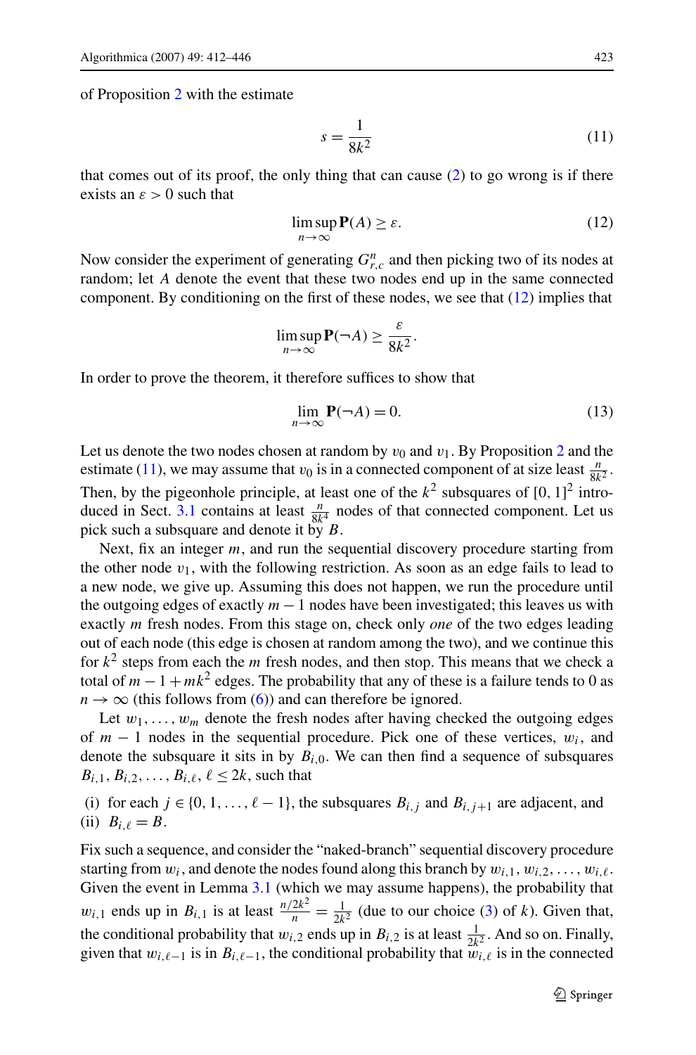of Proposition 2 with the estimate

$$s = \frac{1}{8k^2} \tag{11}$$

that comes out of its proof, the only thing that can cause (2) to go wrong is if there exists an $\varepsilon > 0$ such that

$$\limsup_{n\to\infty} \mathbf{P}(A) \geq \varepsilon. \tag{12}$$

Now consider the experiment of generating $G^n_{r,c}$ and then picking two of its nodes at random; let $A$ denote the event that these two nodes end up in the same connected component. By conditioning on the first of these nodes, we see that (12) implies that

$$\limsup_{n\to\infty} \mathbf{P}(\neg A) \geq \frac{\varepsilon}{8k^2}.$$

In order to prove the theorem, it therefore suffices to show that

$$\lim_{n\to\infty} \mathbf{P}(\neg A) = 0. \tag{13}$$

Let us denote the two nodes chosen at random by $v_0$ and $v_1$. By Proposition 2 and the estimate (11), we may assume that $v_0$ is in a connected component of at size least $\frac{n}{8k^2}$. Then, by the pigeonhole principle, at least one of the $k^2$ subsquares of $[0,1]^2$ introduced in Sect. 3.1 contains at least $\frac{n}{8k^4}$ nodes of that connected component. Let us pick such a subsquare and denote it by $B$.

Next, fix an integer $m$, and run the sequential discovery procedure starting from the other node $v_1$, with the following restriction. As soon as an edge fails to lead to a new node, we give up. Assuming this does not happen, we run the procedure until the outgoing edges of exactly $m-1$ nodes have been investigated; this leaves us with exactly $m$ fresh nodes. From this stage on, check only *one* of the two edges leading out of each node (this edge is chosen at random among the two), and we continue this for $k^2$ steps from each the $m$ fresh nodes, and then stop. This means that we check a total of $m-1+mk^2$ edges. The probability that any of these is a failure tends to 0 as $n\to\infty$ (this follows from (6)) and can therefore be ignored.

Let $w_1,\ldots,w_m$ denote the fresh nodes after having checked the outgoing edges of $m-1$ nodes in the sequential procedure. Pick one of these vertices, $w_i$, and denote the subsquare it sits in by $B_{i,0}$. We can then find a sequence of subsquares $B_{i,1}, B_{i,2}, \ldots, B_{i,\ell}$, $\ell \leq 2k$, such that

(i) for each $j \in \{0,1,\ldots,\ell-1\}$, the subsquares $B_{i,j}$ and $B_{i,j+1}$ are adjacent, and
(ii) $B_{i,\ell} = B$.

Fix such a sequence, and consider the "naked-branch" sequential discovery procedure starting from $w_i$, and denote the nodes found along this branch by $w_{i,1}, w_{i,2}, \ldots, w_{i,\ell}$. Given the event in Lemma 3.1 (which we may assume happens), the probability that $w_{i,1}$ ends up in $B_{i,1}$ is at least $\frac{n/2k^2}{n} = \frac{1}{2k^2}$ (due to our choice (3) of $k$). Given that, the conditional probability that $w_{i,2}$ ends up in $B_{i,2}$ is at least $\frac{1}{2k^2}$. And so on. Finally, given that $w_{i,\ell-1}$ is in $B_{i,\ell-1}$, the conditional probability that $w_{i,\ell}$ is in the connected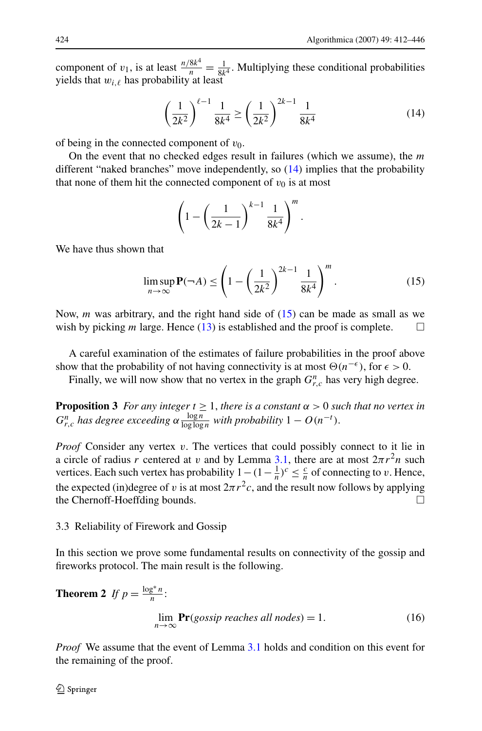component of $v_1$, is at least $\frac{n/8k^4}{n} = \frac{1}{8k^4}$. Multiplying these conditional probabilities yields that $w_{i,\ell}$ has probability at least

$$\left(\frac{1}{2k^2}\right)^{\ell-1} \frac{1}{8k^4} \geq \left(\frac{1}{2k^2}\right)^{2k-1} \frac{1}{8k^4} \tag{14}$$

of being in the connected component of $v_0$.

On the event that no checked edges result in failures (which we assume), the $m$ different "naked branches" move independently, so (14) implies that the probability that none of them hit the connected component of $v_0$ is at most

$$\left(1 - \left(\frac{1}{2k-1}\right)^{k-1} \frac{1}{8k^4}\right)^m.$$

We have thus shown that

$$\limsup_{n\to\infty} \mathbf{P}(\neg A) \leq \left(1 - \left(\frac{1}{2k^2}\right)^{2k-1} \frac{1}{8k^4}\right)^m. \tag{15}$$

Now, $m$ was arbitrary, and the right hand side of (15) can be made as small as we wish by picking $m$ large. Hence (13) is established and the proof is complete. □

A careful examination of the estimates of failure probabilities in the proof above show that the probability of not having connectivity is at most $\Theta(n^{-\epsilon})$, for $\epsilon > 0$.

Finally, we will now show that no vertex in the graph $G_{r,c}^n$ has very high degree.

**Proposition 3** *For any integer $t \geq 1$, there is a constant $\alpha > 0$ such that no vertex in $G_{r,c}^n$ has degree exceeding $\alpha \frac{\log n}{\log \log n}$ with probability $1 - O(n^{-t})$.*

*Proof* Consider any vertex $v$. The vertices that could possibly connect to it lie in a circle of radius $r$ centered at $v$ and by Lemma 3.1, there are at most $2\pi r^2 n$ such vertices. Each such vertex has probability $1-(1-\frac{1}{n})^c \leq \frac{c}{n}$ of connecting to $v$. Hence, the expected (in)degree of $v$ is at most $2\pi r^2 c$, and the result now follows by applying the Chernoff-Hoeffding bounds. □

### 3.3 Reliability of Firework and Gossip

In this section we prove some fundamental results on connectivity of the gossip and fireworks protocol. The main result is the following.

**Theorem 2** *If $p = \frac{\log^* n}{n}$:*

$$\lim_{n\to\infty} \mathbf{Pr}(\textit{gossip reaches all nodes}) = 1. \tag{16}$$

*Proof* We assume that the event of Lemma 3.1 holds and condition on this event for the remaining of the proof.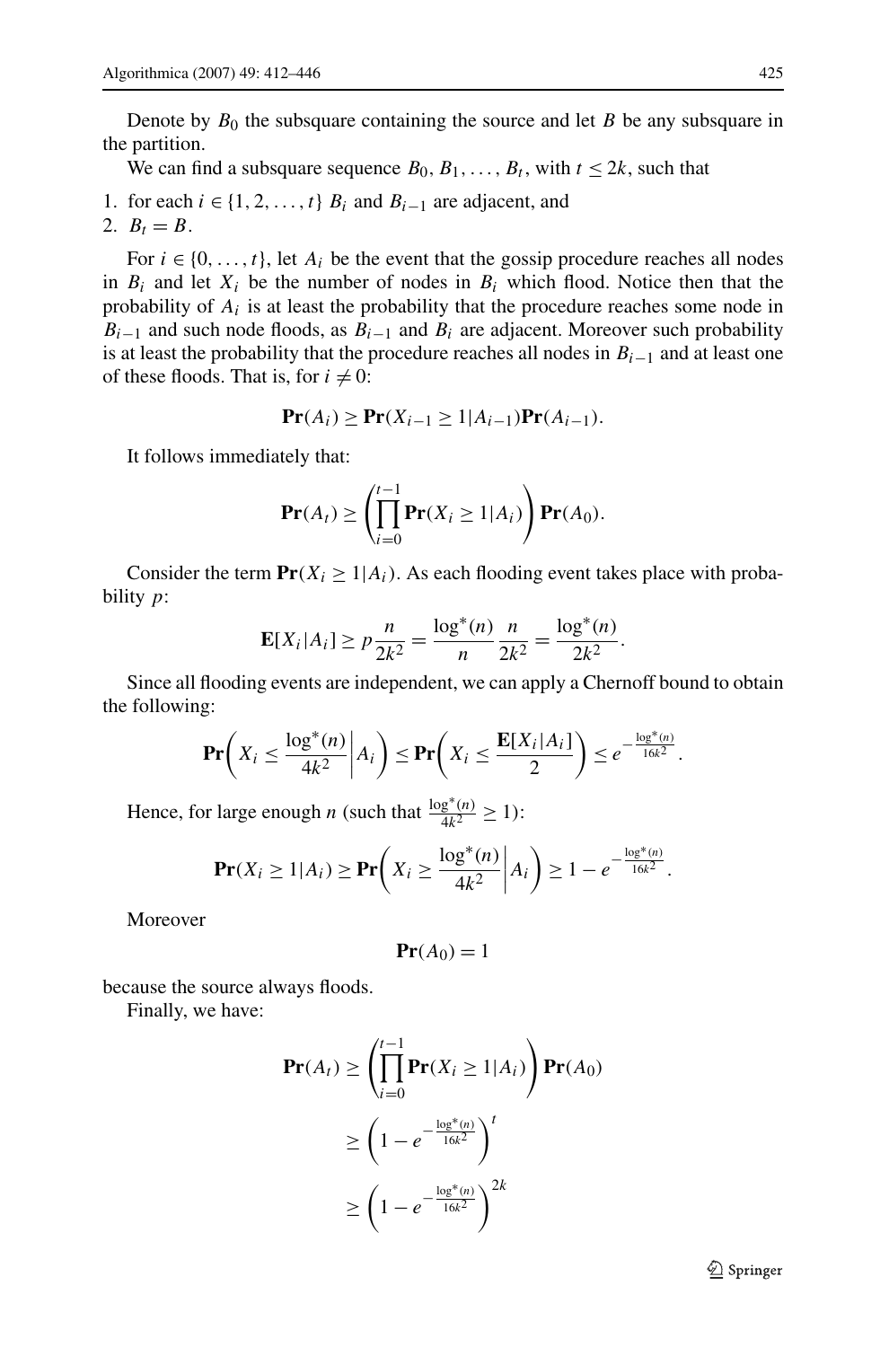Denote by $B_0$ the subsquare containing the source and let $B$ be any subsquare in the partition.

We can find a subsquare sequence $B_0, B_1, \dots, B_t$, with $t \leq 2k$, such that

1. for each $i \in \{1, 2, \dots, t\}$ $B_i$ and $B_{i-1}$ are adjacent, and
2. $B_t = B$.

For $i \in \{0, \dots, t\}$, let $A_i$ be the event that the gossip procedure reaches all nodes in $B_i$ and let $X_i$ be the number of nodes in $B_i$ which flood. Notice then that the probability of $A_i$ is at least the probability that the procedure reaches some node in $B_{i-1}$ and such node floods, as $B_{i-1}$ and $B_i$ are adjacent. Moreover such probability is at least the probability that the procedure reaches all nodes in $B_{i-1}$ and at least one of these floods. That is, for $i \neq 0$:

$$\mathbf{Pr}(A_i) \geq \mathbf{Pr}(X_{i-1} \geq 1 | A_{i-1}) \mathbf{Pr}(A_{i-1}).$$

It follows immediately that:

$$\mathbf{Pr}(A_t) \geq \left( \prod_{i=0}^{t-1} \mathbf{Pr}(X_i \geq 1 | A_i) \right) \mathbf{Pr}(A_0).$$

Consider the term $\mathbf{Pr}(X_i \geq 1 | A_i)$. As each flooding event takes place with probability $p$:

$$\mathbf{E}[X_i | A_i] \geq p \frac{n}{2k^2} = \frac{\log^*(n)}{n} \frac{n}{2k^2} = \frac{\log^*(n)}{2k^2}.$$

Since all flooding events are independent, we can apply a Chernoff bound to obtain the following:

$$\mathbf{Pr}\left( X_i \leq \frac{\log^*(n)}{4k^2} \middle| A_i \right) \leq \mathbf{Pr}\left( X_i \leq \frac{\mathbf{E}[X_i | A_i]}{2} \right) \leq e^{-\frac{\log^*(n)}{16k^2}}.$$

Hence, for large enough $n$ (such that $\frac{\log^*(n)}{4k^2} \geq 1$):

$$\mathbf{Pr}(X_i \geq 1 | A_i) \geq \mathbf{Pr}\left( X_i \geq \frac{\log^*(n)}{4k^2} \middle| A_i \right) \geq 1 - e^{-\frac{\log^*(n)}{16k^2}}.$$

Moreover

$$\mathbf{Pr}(A_0) = 1$$

because the source always floods.

Finally, we have:

$$\begin{aligned}
\mathbf{Pr}(A_t) &\geq \left( \prod_{i=0}^{t-1} \mathbf{Pr}(X_i \geq 1 | A_i) \right) \mathbf{Pr}(A_0) \\
&\geq \left( 1 - e^{-\frac{\log^*(n)}{16k^2}} \right)^t \\
&\geq \left( 1 - e^{-\frac{\log^*(n)}{16k^2}} \right)^{2k}
\end{aligned}$$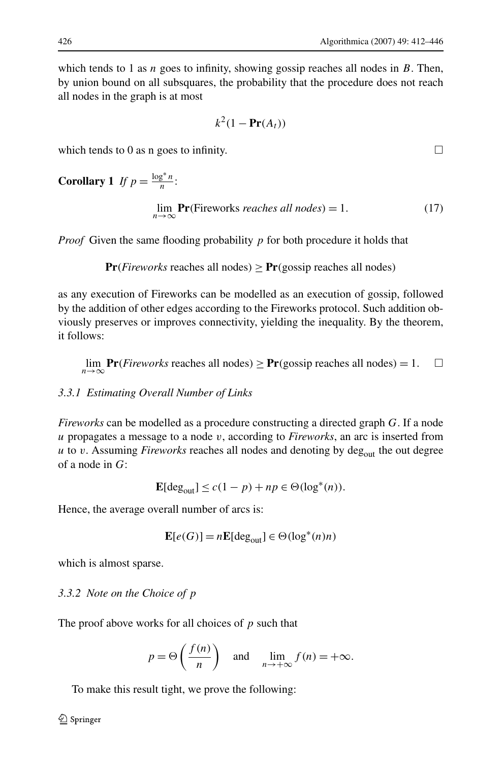which tends to 1 as $n$ goes to infinity, showing gossip reaches all nodes in $B$. Then, by union bound on all subsquares, the probability that the procedure does not reach all nodes in the graph is at most

$$k^2(1 - \mathbf{Pr}(A_t))$$

which tends to 0 as n goes to infinity. □

**Corollary 1** *If* $p = \frac{\log^* n}{n}$:

$$\lim_{n\to\infty} \mathbf{Pr}(\text{Fireworks } \textit{reaches all nodes}) = 1. \tag{17}$$

*Proof* Given the same flooding probability $p$ for both procedure it holds that

$$\mathbf{Pr}(\textit{Fireworks} \text{ reaches all nodes}) \geq \mathbf{Pr}(\text{gossip reaches all nodes})$$

as any execution of Fireworks can be modelled as an execution of gossip, followed by the addition of other edges according to the Fireworks protocol. Such addition obviously preserves or improves connectivity, yielding the inequality. By the theorem, it follows:

$$\lim_{n\to\infty} \mathbf{Pr}(\textit{Fireworks} \text{ reaches all nodes}) \geq \mathbf{Pr}(\text{gossip reaches all nodes}) = 1. \quad \square$$

#### *3.3.1 Estimating Overall Number of Links*

*Fireworks* can be modelled as a procedure constructing a directed graph $G$. If a node $u$ propagates a message to a node $v$, according to *Fireworks*, an arc is inserted from $u$ to $v$. Assuming *Fireworks* reaches all nodes and denoting by $\deg_{\text{out}}$ the out degree of a node in $G$:

$$\mathbf{E}[\deg_{\text{out}}] \leq c(1-p) + np \in \Theta(\log^*(n)).$$

Hence, the average overall number of arcs is:

$$\mathbf{E}[e(G)] = n\mathbf{E}[\deg_{\text{out}}] \in \Theta(\log^*(n)n)$$

which is almost sparse.

#### *3.3.2 Note on the Choice of p*

The proof above works for all choices of $p$ such that

$$p = \Theta\left(\frac{f(n)}{n}\right) \quad \text{and} \quad \lim_{n\to+\infty} f(n) = +\infty.$$

To make this result tight, we prove the following: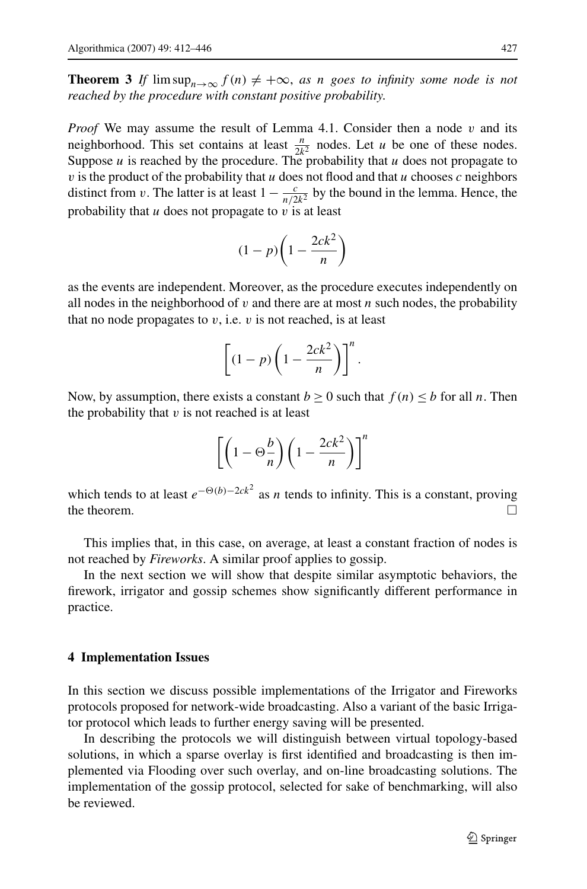**Theorem 3** *If* $\limsup_{n\to\infty} f(n) \neq +\infty$, *as* $n$ *goes to infinity some node is not reached by the procedure with constant positive probability.*

*Proof* We may assume the result of Lemma 4.1. Consider then a node $v$ and its neighborhood. This set contains at least $\frac{n}{2k^2}$ nodes. Let $u$ be one of these nodes. Suppose $u$ is reached by the procedure. The probability that $u$ does not propagate to $v$ is the product of the probability that $u$ does not flood and that $u$ chooses $c$ neighbors distinct from $v$. The latter is at least $1 - \frac{c}{n/2k^2}$ by the bound in the lemma. Hence, the probability that $u$ does not propagate to $v$ is at least

$$(1-p)\left(1 - \frac{2ck^2}{n}\right)$$

as the events are independent. Moreover, as the procedure executes independently on all nodes in the neighborhood of $v$ and there are at most $n$ such nodes, the probability that no node propagates to $v$, i.e. $v$ is not reached, is at least

$$\left[(1-p)\left(1 - \frac{2ck^2}{n}\right)\right]^n.$$

Now, by assumption, there exists a constant $b \geq 0$ such that $f(n) \leq b$ for all $n$. Then the probability that $v$ is not reached is at least

$$\left[\left(1 - \Theta\frac{b}{n}\right)\left(1 - \frac{2ck^2}{n}\right)\right]^n$$

which tends to at least $e^{-\Theta(b)-2ck^2}$ as $n$ tends to infinity. This is a constant, proving the theorem. □

This implies that, in this case, on average, at least a constant fraction of nodes is not reached by *Fireworks*. A similar proof applies to gossip.

In the next section we will show that despite similar asymptotic behaviors, the firework, irrigator and gossip schemes show significantly different performance in practice.

## 4 Implementation Issues

In this section we discuss possible implementations of the Irrigator and Fireworks protocols proposed for network-wide broadcasting. Also a variant of the basic Irrigator protocol which leads to further energy saving will be presented.

In describing the protocols we will distinguish between virtual topology-based solutions, in which a sparse overlay is first identified and broadcasting is then implemented via Flooding over such overlay, and on-line broadcasting solutions. The implementation of the gossip protocol, selected for sake of benchmarking, will also be reviewed.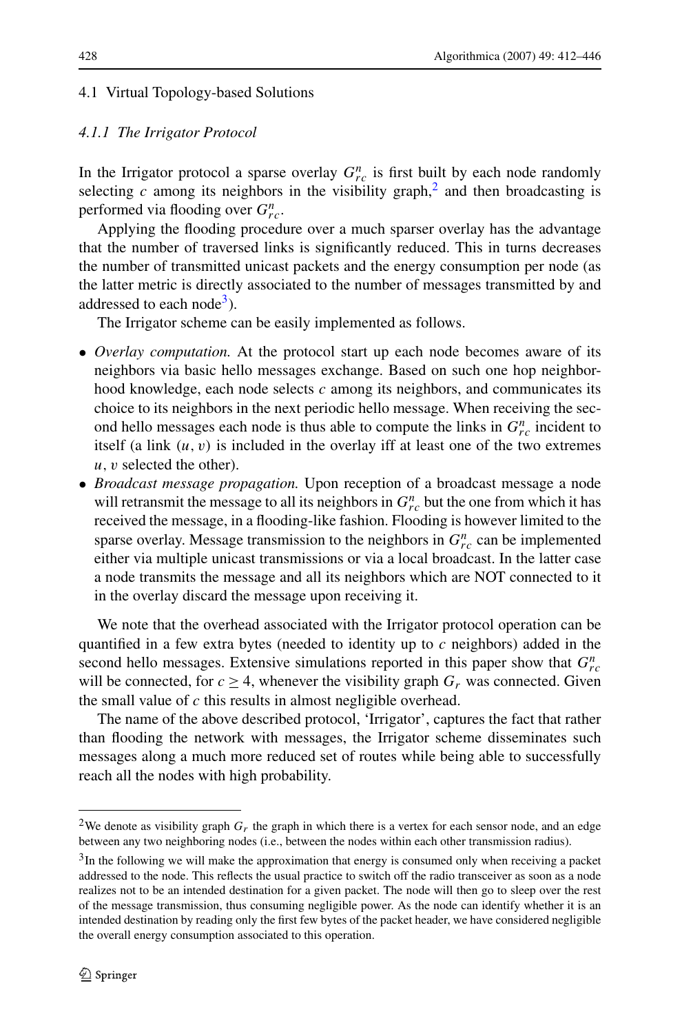## 4.1 Virtual Topology-based Solutions

### 4.1.1 The Irrigator Protocol

In the Irrigator protocol a sparse overlay $G^n_{rc}$ is first built by each node randomly selecting $c$ among its neighbors in the visibility graph,[2] and then broadcasting is performed via flooding over $G^n_{rc}$.

Applying the flooding procedure over a much sparser overlay has the advantage that the number of traversed links is significantly reduced. This in turns decreases the number of transmitted unicast packets and the energy consumption per node (as the latter metric is directly associated to the number of messages transmitted by and addressed to each node[3]).

The Irrigator scheme can be easily implemented as follows.

- *Overlay computation.* At the protocol start up each node becomes aware of its neighbors via basic hello messages exchange. Based on such one hop neighborhood knowledge, each node selects $c$ among its neighbors, and communicates its choice to its neighbors in the next periodic hello message. When receiving the second hello messages each node is thus able to compute the links in $G^n_{rc}$ incident to itself (a link $(u, v)$ is included in the overlay iff at least one of the two extremes $u$, $v$ selected the other).
- *Broadcast message propagation.* Upon reception of a broadcast message a node will retransmit the message to all its neighbors in $G^n_{rc}$ but the one from which it has received the message, in a flooding-like fashion. Flooding is however limited to the sparse overlay. Message transmission to the neighbors in $G^n_{rc}$ can be implemented either via multiple unicast transmissions or via a local broadcast. In the latter case a node transmits the message and all its neighbors which are NOT connected to it in the overlay discard the message upon receiving it.

We note that the overhead associated with the Irrigator protocol operation can be quantified in a few extra bytes (needed to identity up to $c$ neighbors) added in the second hello messages. Extensive simulations reported in this paper show that $G^n_{rc}$ will be connected, for $c \geq 4$, whenever the visibility graph $G_r$ was connected. Given the small value of $c$ this results in almost negligible overhead.

The name of the above described protocol, 'Irrigator', captures the fact that rather than flooding the network with messages, the Irrigator scheme disseminates such messages along a much more reduced set of routes while being able to successfully reach all the nodes with high probability.

---

[2] We denote as visibility graph $G_r$ the graph in which there is a vertex for each sensor node, and an edge between any two neighboring nodes (i.e., between the nodes within each other transmission radius).

[3] In the following we will make the approximation that energy is consumed only when receiving a packet addressed to the node. This reflects the usual practice to switch off the radio transceiver as soon as a node realizes not to be an intended destination for a given packet. The node will then go to sleep over the rest of the message transmission, thus consuming negligible power. As the node can identify whether it is an intended destination by reading only the first few bytes of the packet header, we have considered negligible the overall energy consumption associated to this operation.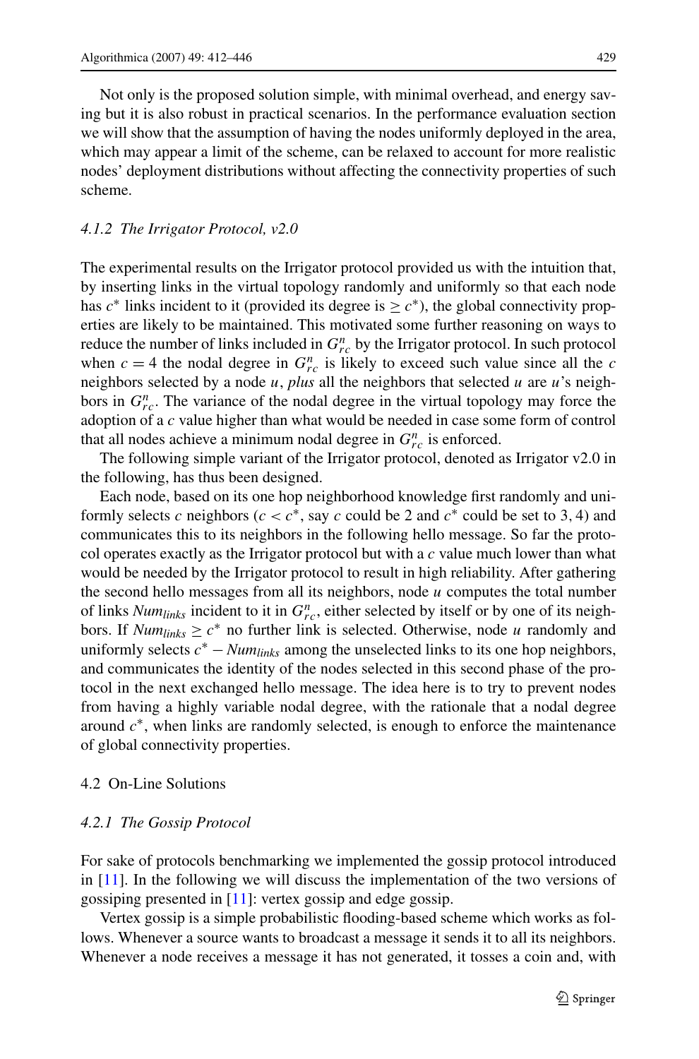Not only is the proposed solution simple, with minimal overhead, and energy saving but it is also robust in practical scenarios. In the performance evaluation section we will show that the assumption of having the nodes uniformly deployed in the area, which may appear a limit of the scheme, can be relaxed to account for more realistic nodes' deployment distributions without affecting the connectivity properties of such scheme.

#### *4.1.2 The Irrigator Protocol, v2.0*

The experimental results on the Irrigator protocol provided us with the intuition that, by inserting links in the virtual topology randomly and uniformly so that each node has $c^*$ links incident to it (provided its degree is $\geq c^*$), the global connectivity properties are likely to be maintained. This motivated some further reasoning on ways to reduce the number of links included in $G^n_{rc}$ by the Irrigator protocol. In such protocol when $c = 4$ the nodal degree in $G^n_{rc}$ is likely to exceed such value since all the $c$ neighbors selected by a node $u$, *plus* all the neighbors that selected $u$ are $u$'s neighbors in $G^n_{rc}$. The variance of the nodal degree in the virtual topology may force the adoption of a $c$ value higher than what would be needed in case some form of control that all nodes achieve a minimum nodal degree in $G^n_{rc}$ is enforced.

The following simple variant of the Irrigator protocol, denoted as Irrigator v2.0 in the following, has thus been designed.

Each node, based on its one hop neighborhood knowledge first randomly and uniformly selects $c$ neighbors ($c < c^*$, say $c$ could be 2 and $c^*$ could be set to 3, 4) and communicates this to its neighbors in the following hello message. So far the protocol operates exactly as the Irrigator protocol but with a $c$ value much lower than what would be needed by the Irrigator protocol to result in high reliability. After gathering the second hello messages from all its neighbors, node $u$ computes the total number of links $Num_{links}$ incident to it in $G^n_{rc}$, either selected by itself or by one of its neighbors. If $Num_{links} \geq c^*$ no further link is selected. Otherwise, node $u$ randomly and uniformly selects $c^* - Num_{links}$ among the unselected links to its one hop neighbors, and communicates the identity of the nodes selected in this second phase of the protocol in the next exchanged hello message. The idea here is to try to prevent nodes from having a highly variable nodal degree, with the rationale that a nodal degree around $c^*$, when links are randomly selected, is enough to enforce the maintenance of global connectivity properties.

### 4.2 On-Line Solutions

#### *4.2.1 The Gossip Protocol*

For sake of protocols benchmarking we implemented the gossip protocol introduced in [11]. In the following we will discuss the implementation of the two versions of gossiping presented in [11]: vertex gossip and edge gossip.

Vertex gossip is a simple probabilistic flooding-based scheme which works as follows. Whenever a source wants to broadcast a message it sends it to all its neighbors. Whenever a node receives a message it has not generated, it tosses a coin and, with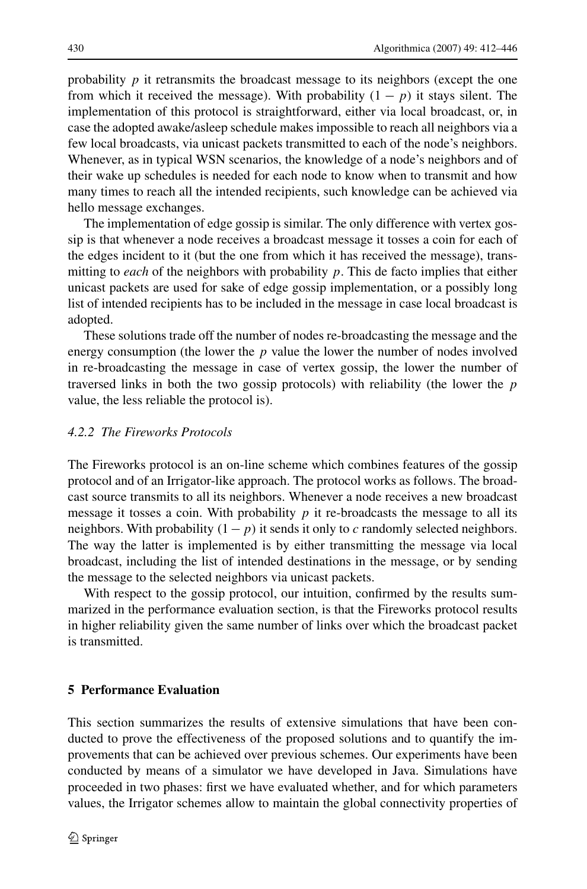probability $p$ it retransmits the broadcast message to its neighbors (except the one from which it received the message). With probability $(1 - p)$ it stays silent. The implementation of this protocol is straightforward, either via local broadcast, or, in case the adopted awake/asleep schedule makes impossible to reach all neighbors via a few local broadcasts, via unicast packets transmitted to each of the node's neighbors. Whenever, as in typical WSN scenarios, the knowledge of a node's neighbors and of their wake up schedules is needed for each node to know when to transmit and how many times to reach all the intended recipients, such knowledge can be achieved via hello message exchanges.

The implementation of edge gossip is similar. The only difference with vertex gossip is that whenever a node receives a broadcast message it tosses a coin for each of the edges incident to it (but the one from which it has received the message), transmitting to *each* of the neighbors with probability $p$. This de facto implies that either unicast packets are used for sake of edge gossip implementation, or a possibly long list of intended recipients has to be included in the message in case local broadcast is adopted.

These solutions trade off the number of nodes re-broadcasting the message and the energy consumption (the lower the $p$ value the lower the number of nodes involved in re-broadcasting the message in case of vertex gossip, the lower the number of traversed links in both the two gossip protocols) with reliability (the lower the $p$ value, the less reliable the protocol is).

#### 4.2.2 The Fireworks Protocols

The Fireworks protocol is an on-line scheme which combines features of the gossip protocol and of an Irrigator-like approach. The protocol works as follows. The broadcast source transmits to all its neighbors. Whenever a node receives a new broadcast message it tosses a coin. With probability $p$ it re-broadcasts the message to all its neighbors. With probability $(1 - p)$ it sends it only to $c$ randomly selected neighbors. The way the latter is implemented is by either transmitting the message via local broadcast, including the list of intended destinations in the message, or by sending the message to the selected neighbors via unicast packets.

With respect to the gossip protocol, our intuition, confirmed by the results summarized in the performance evaluation section, is that the Fireworks protocol results in higher reliability given the same number of links over which the broadcast packet is transmitted.

## 5 Performance Evaluation

This section summarizes the results of extensive simulations that have been conducted to prove the effectiveness of the proposed solutions and to quantify the improvements that can be achieved over previous schemes. Our experiments have been conducted by means of a simulator we have developed in Java. Simulations have proceeded in two phases: first we have evaluated whether, and for which parameters values, the Irrigator schemes allow to maintain the global connectivity properties of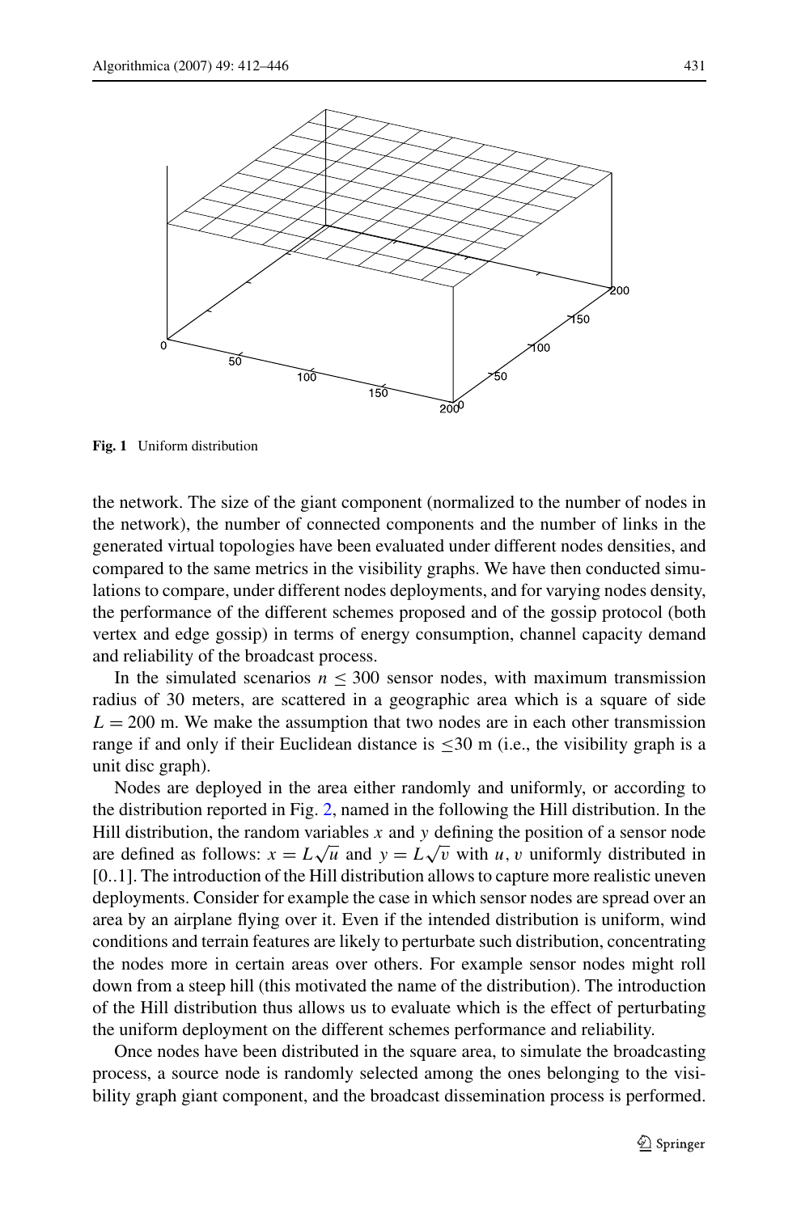Fig. 1 Uniform distribution

the network. The size of the giant component (normalized to the number of nodes in the network), the number of connected components and the number of links in the generated virtual topologies have been evaluated under different nodes densities, and compared to the same metrics in the visibility graphs. We have then conducted simulations to compare, under different nodes deployments, and for varying nodes density, the performance of the different schemes proposed and of the gossip protocol (both vertex and edge gossip) in terms of energy consumption, channel capacity demand and reliability of the broadcast process.

In the simulated scenarios $n \leq 300$ sensor nodes, with maximum transmission radius of 30 meters, are scattered in a geographic area which is a square of side $L = 200$ m. We make the assumption that two nodes are in each other transmission range if and only if their Euclidean distance is $\leq$30 m (i.e., the visibility graph is a unit disc graph).

Nodes are deployed in the area either randomly and uniformly, or according to the distribution reported in Fig. 2, named in the following the Hill distribution. In the Hill distribution, the random variables $x$ and $y$ defining the position of a sensor node are defined as follows: $x = L\sqrt{u}$ and $y = L\sqrt{v}$ with $u, v$ uniformly distributed in [0..1]. The introduction of the Hill distribution allows to capture more realistic uneven deployments. Consider for example the case in which sensor nodes are spread over an area by an airplane flying over it. Even if the intended distribution is uniform, wind conditions and terrain features are likely to perturbate such distribution, concentrating the nodes more in certain areas over others. For example sensor nodes might roll down from a steep hill (this motivated the name of the distribution). The introduction of the Hill distribution thus allows us to evaluate which is the effect of perturbating the uniform deployment on the different schemes performance and reliability.

Once nodes have been distributed in the square area, to simulate the broadcasting process, a source node is randomly selected among the ones belonging to the visibility graph giant component, and the broadcast dissemination process is performed.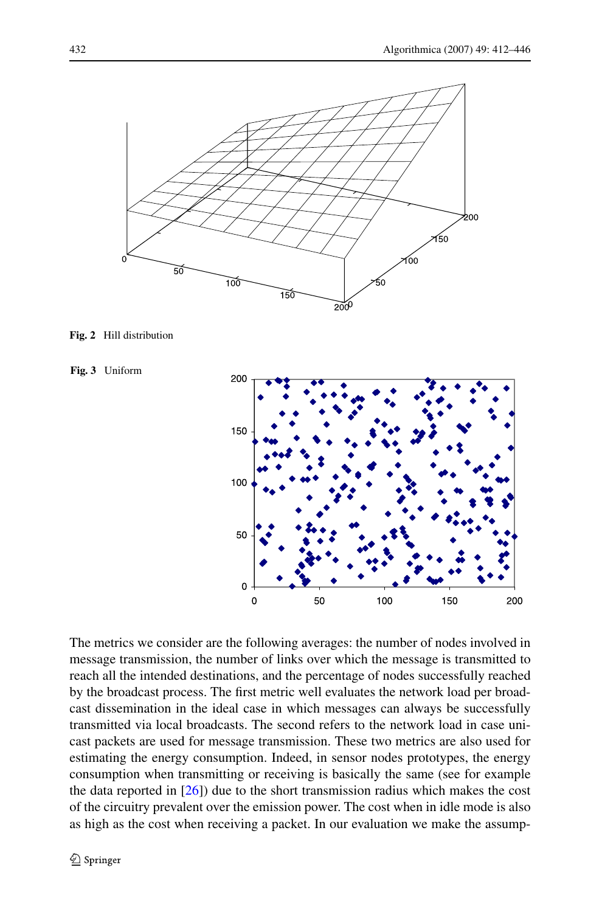**Fig. 2** Hill distribution

**Fig. 3** Uniform

The metrics we consider are the following averages: the number of nodes involved in message transmission, the number of links over which the message is transmitted to reach all the intended destinations, and the percentage of nodes successfully reached by the broadcast process. The first metric well evaluates the network load per broadcast dissemination in the ideal case in which messages can always be successfully transmitted via local broadcasts. The second refers to the network load in case unicast packets are used for message transmission. These two metrics are also used for estimating the energy consumption. Indeed, in sensor nodes prototypes, the energy consumption when transmitting or receiving is basically the same (see for example the data reported in [26]) due to the short transmission radius which makes the cost of the circuitry prevalent over the emission power. The cost when in idle mode is also as high as the cost when receiving a packet. In our evaluation we make the assump-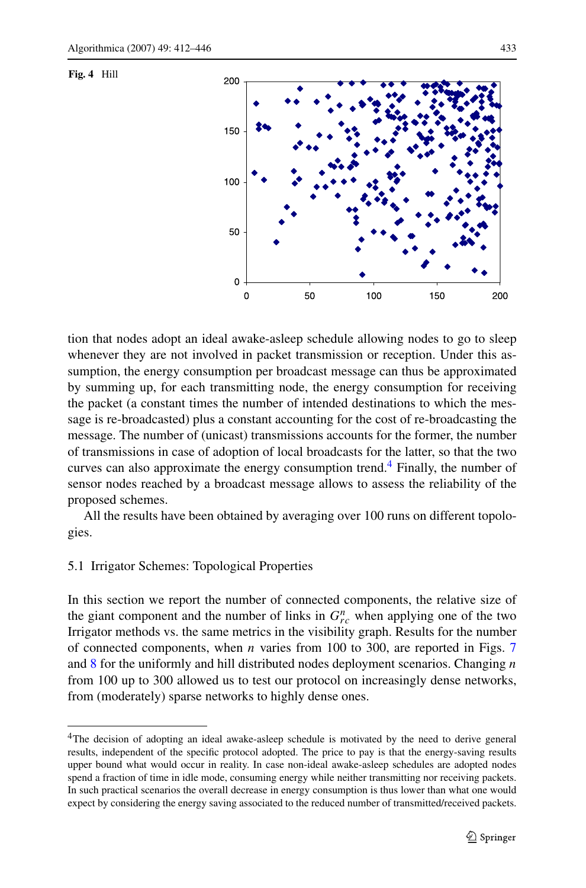**Fig. 4** Hill

tion that nodes adopt an ideal awake-asleep schedule allowing nodes to go to sleep whenever they are not involved in packet transmission or reception. Under this assumption, the energy consumption per broadcast message can thus be approximated by summing up, for each transmitting node, the energy consumption for receiving the packet (a constant times the number of intended destinations to which the message is re-broadcasted) plus a constant accounting for the cost of re-broadcasting the message. The number of (unicast) transmissions accounts for the former, the number of transmissions in case of adoption of local broadcasts for the latter, so that the two curves can also approximate the energy consumption trend.[4] Finally, the number of sensor nodes reached by a broadcast message allows to assess the reliability of the proposed schemes.

All the results have been obtained by averaging over 100 runs on different topologies.

### 5.1 Irrigator Schemes: Topological Properties

In this section we report the number of connected components, the relative size of the giant component and the number of links in $G^n_{rc}$ when applying one of the two Irrigator methods vs. the same metrics in the visibility graph. Results for the number of connected components, when $n$ varies from 100 to 300, are reported in Figs. 7 and 8 for the uniformly and hill distributed nodes deployment scenarios. Changing $n$ from 100 up to 300 allowed us to test our protocol on increasingly dense networks, from (moderately) sparse networks to highly dense ones.

---

[4] The decision of adopting an ideal awake-asleep schedule is motivated by the need to derive general results, independent of the specific protocol adopted. The price to pay is that the energy-saving results upper bound what would occur in reality. In case non-ideal awake-asleep schedules are adopted nodes spend a fraction of time in idle mode, consuming energy while neither transmitting nor receiving packets. In such practical scenarios the overall decrease in energy consumption is thus lower than what one would expect by considering the energy saving associated to the reduced number of transmitted/received packets.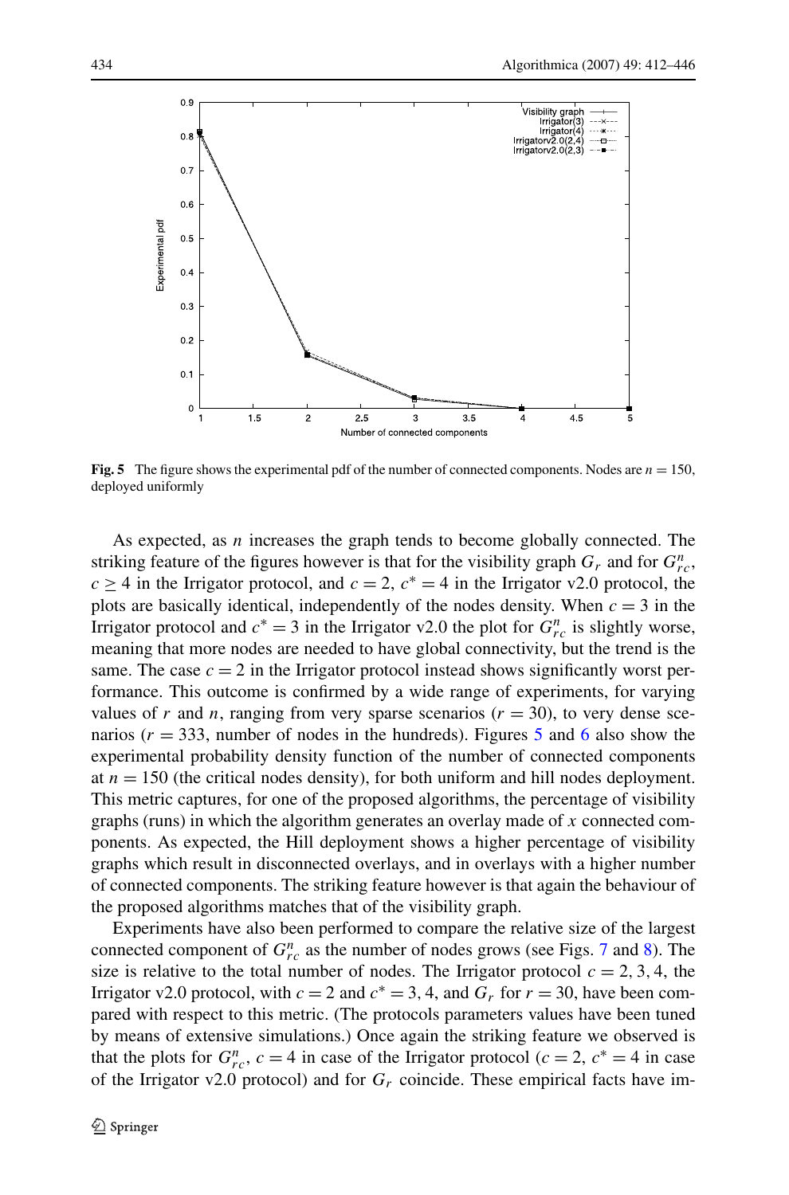**Fig. 5** The figure shows the experimental pdf of the number of connected components. Nodes are $n = 150$, deployed uniformly

As expected, as $n$ increases the graph tends to become globally connected. The striking feature of the figures however is that for the visibility graph $G_r$ and for $G^n_{rc}$, $c \geq 4$ in the Irrigator protocol, and $c = 2$, $c^* = 4$ in the Irrigator v2.0 protocol, the plots are basically identical, independently of the nodes density. When $c = 3$ in the Irrigator protocol and $c^* = 3$ in the Irrigator v2.0 the plot for $G^n_{rc}$ is slightly worse, meaning that more nodes are needed to have global connectivity, but the trend is the same. The case $c = 2$ in the Irrigator protocol instead shows significantly worst performance. This outcome is confirmed by a wide range of experiments, for varying values of $r$ and $n$, ranging from very sparse scenarios ($r = 30$), to very dense scenarios ($r = 333$, number of nodes in the hundreds). Figures 5 and 6 also show the experimental probability density function of the number of connected components at $n = 150$ (the critical nodes density), for both uniform and hill nodes deployment. This metric captures, for one of the proposed algorithms, the percentage of visibility graphs (runs) in which the algorithm generates an overlay made of $x$ connected components. As expected, the Hill deployment shows a higher percentage of visibility graphs which result in disconnected overlays, and in overlays with a higher number of connected components. The striking feature however is that again the behaviour of the proposed algorithms matches that of the visibility graph.

Experiments have also been performed to compare the relative size of the largest connected component of $G^n_{rc}$ as the number of nodes grows (see Figs. 7 and 8). The size is relative to the total number of nodes. The Irrigator protocol $c = 2, 3, 4$, the Irrigator v2.0 protocol, with $c = 2$ and $c^* = 3, 4$, and $G_r$ for $r = 30$, have been compared with respect to this metric. (The protocols parameters values have been tuned by means of extensive simulations.) Once again the striking feature we observed is that the plots for $G^n_{rc}$, $c = 4$ in case of the Irrigator protocol ($c = 2$, $c^* = 4$ in case of the Irrigator v2.0 protocol) and for $G_r$ coincide. These empirical facts have im-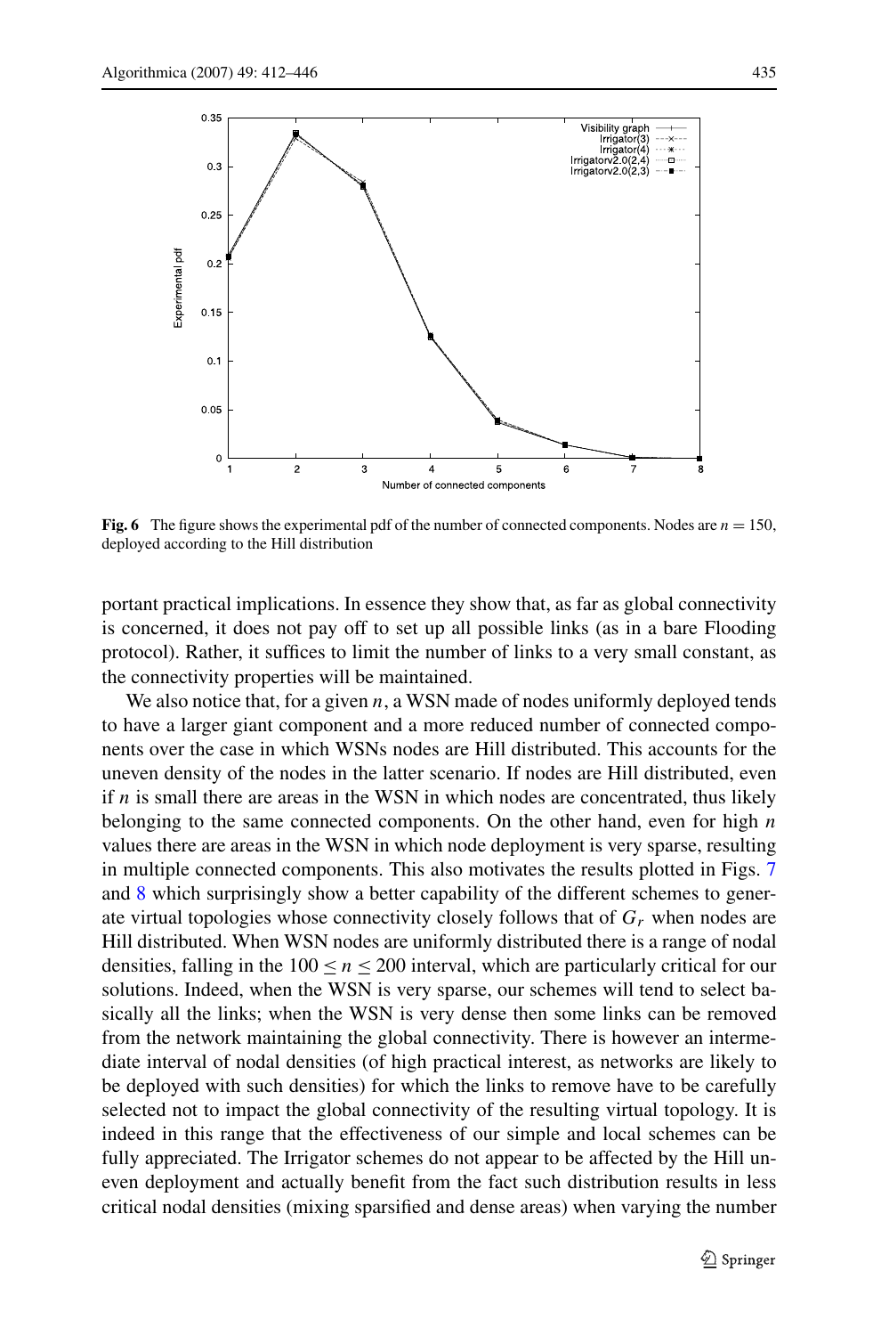**Fig. 6** The figure shows the experimental pdf of the number of connected components. Nodes are $n = 150$, deployed according to the Hill distribution

portant practical implications. In essence they show that, as far as global connectivity is concerned, it does not pay off to set up all possible links (as in a bare Flooding protocol). Rather, it suffices to limit the number of links to a very small constant, as the connectivity properties will be maintained.

We also notice that, for a given $n$, a WSN made of nodes uniformly deployed tends to have a larger giant component and a more reduced number of connected components over the case in which WSNs nodes are Hill distributed. This accounts for the uneven density of the nodes in the latter scenario. If nodes are Hill distributed, even if $n$ is small there are areas in the WSN in which nodes are concentrated, thus likely belonging to the same connected components. On the other hand, even for high $n$ values there are areas in the WSN in which node deployment is very sparse, resulting in multiple connected components. This also motivates the results plotted in Figs. 7 and 8 which surprisingly show a better capability of the different schemes to generate virtual topologies whose connectivity closely follows that of $G_r$ when nodes are Hill distributed. When WSN nodes are uniformly distributed there is a range of nodal densities, falling in the $100 \leq n \leq 200$ interval, which are particularly critical for our solutions. Indeed, when the WSN is very sparse, our schemes will tend to select basically all the links; when the WSN is very dense then some links can be removed from the network maintaining the global connectivity. There is however an intermediate interval of nodal densities (of high practical interest, as networks are likely to be deployed with such densities) for which the links to remove have to be carefully selected not to impact the global connectivity of the resulting virtual topology. It is indeed in this range that the effectiveness of our simple and local schemes can be fully appreciated. The Irrigator schemes do not appear to be affected by the Hill uneven deployment and actually benefit from the fact such distribution results in less critical nodal densities (mixing sparsified and dense areas) when varying the number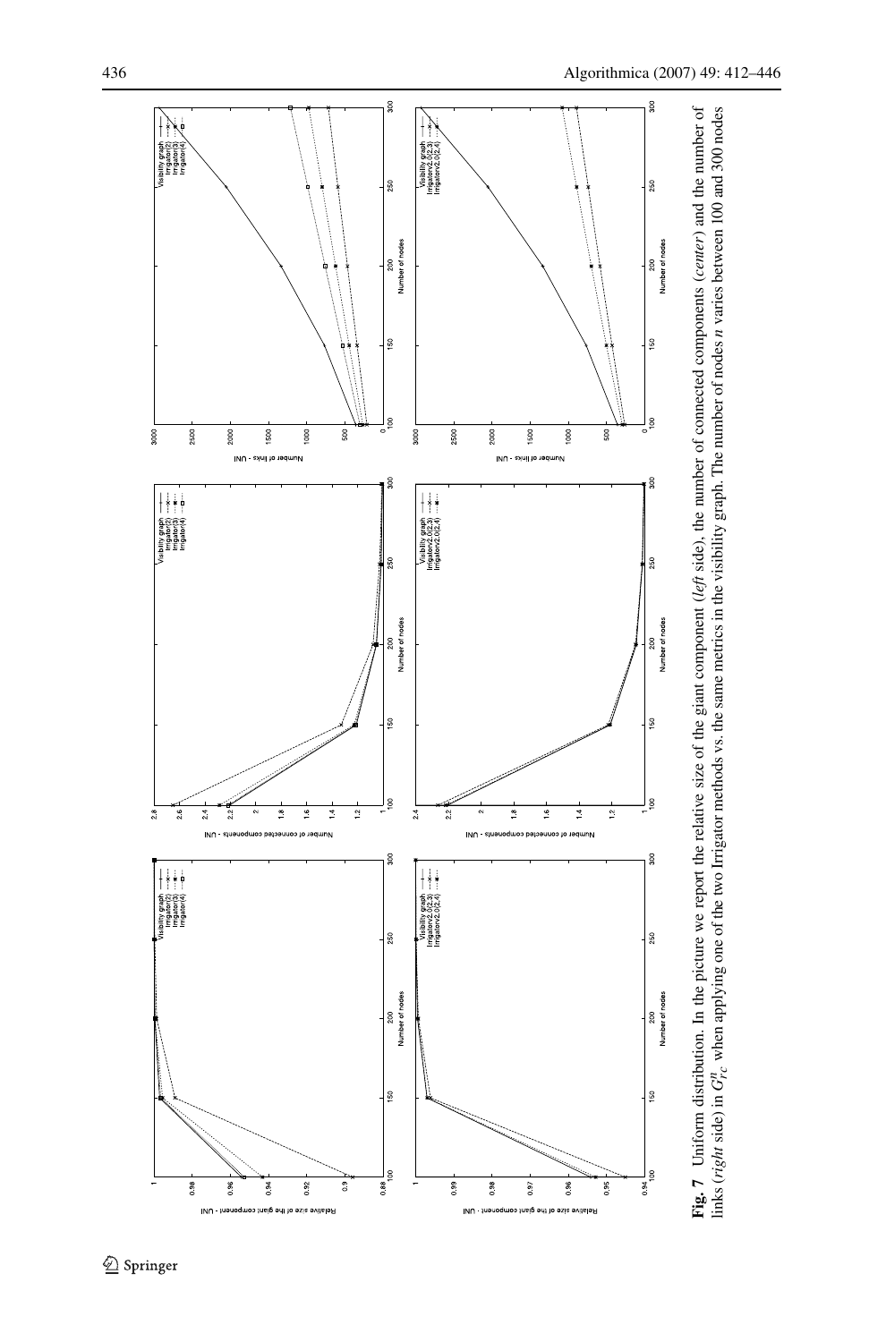**Fig. 7** Uniform distribution. In the picture we report the relative size of the giant component (*left* side), the number of connected components (*center*) and the number of links (*right* side) in $G_{rc}^n$ when applying one of the two Irrigator methods vs. the same metrics in the visibility graph. The number of nodes $n$ varies between 100 and 300 nodes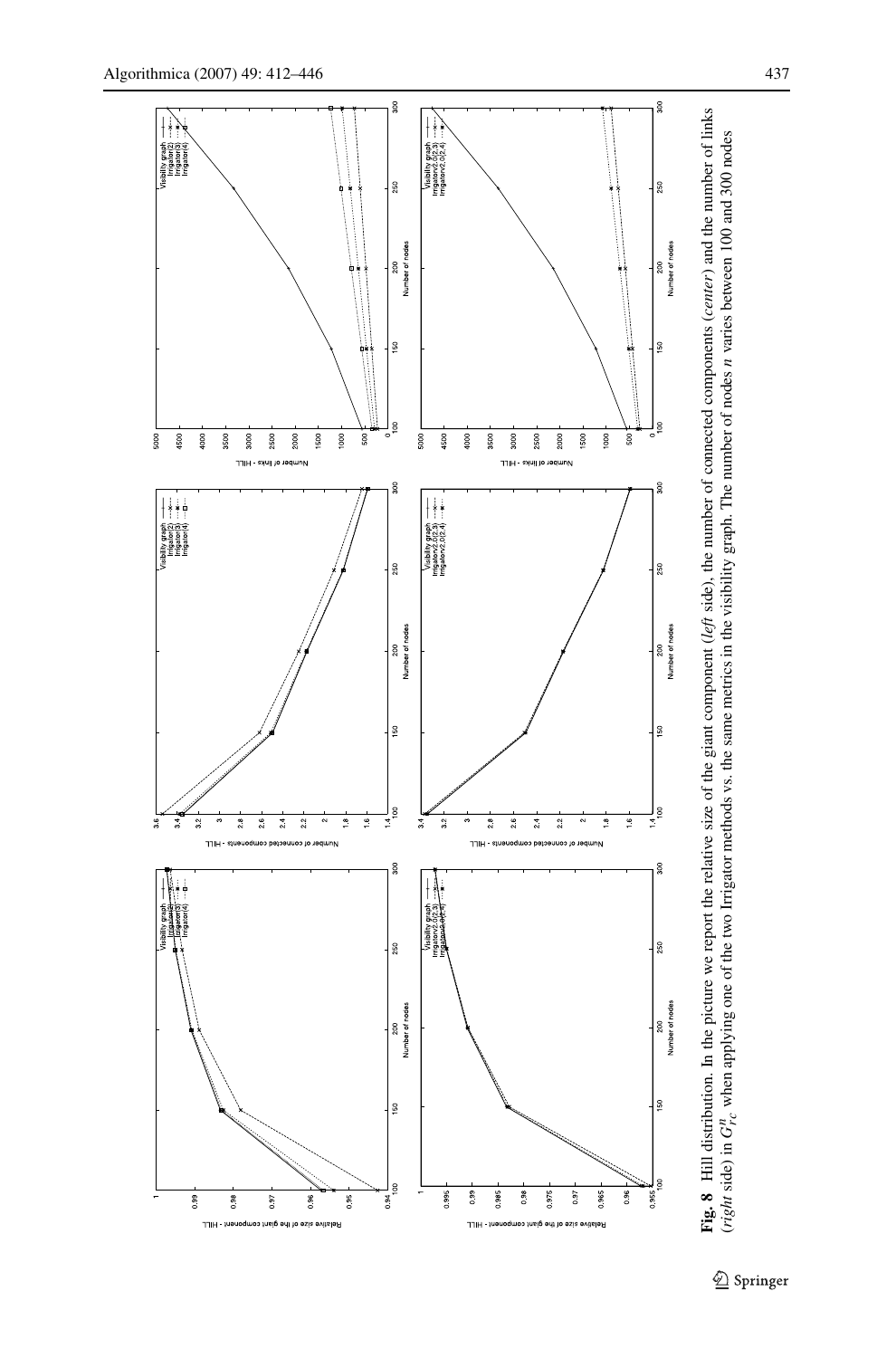**Fig. 8** Hill distribution. In the picture we report the relative size of the giant component (*left* side), the number of connected components (*center*) and the number of links (*right* side) in $G^n_{rc}$ when applying one of the two Irrigator methods vs. the same metrics in the visibility graph. The number of nodes $n$ varies between 100 and 300 nodes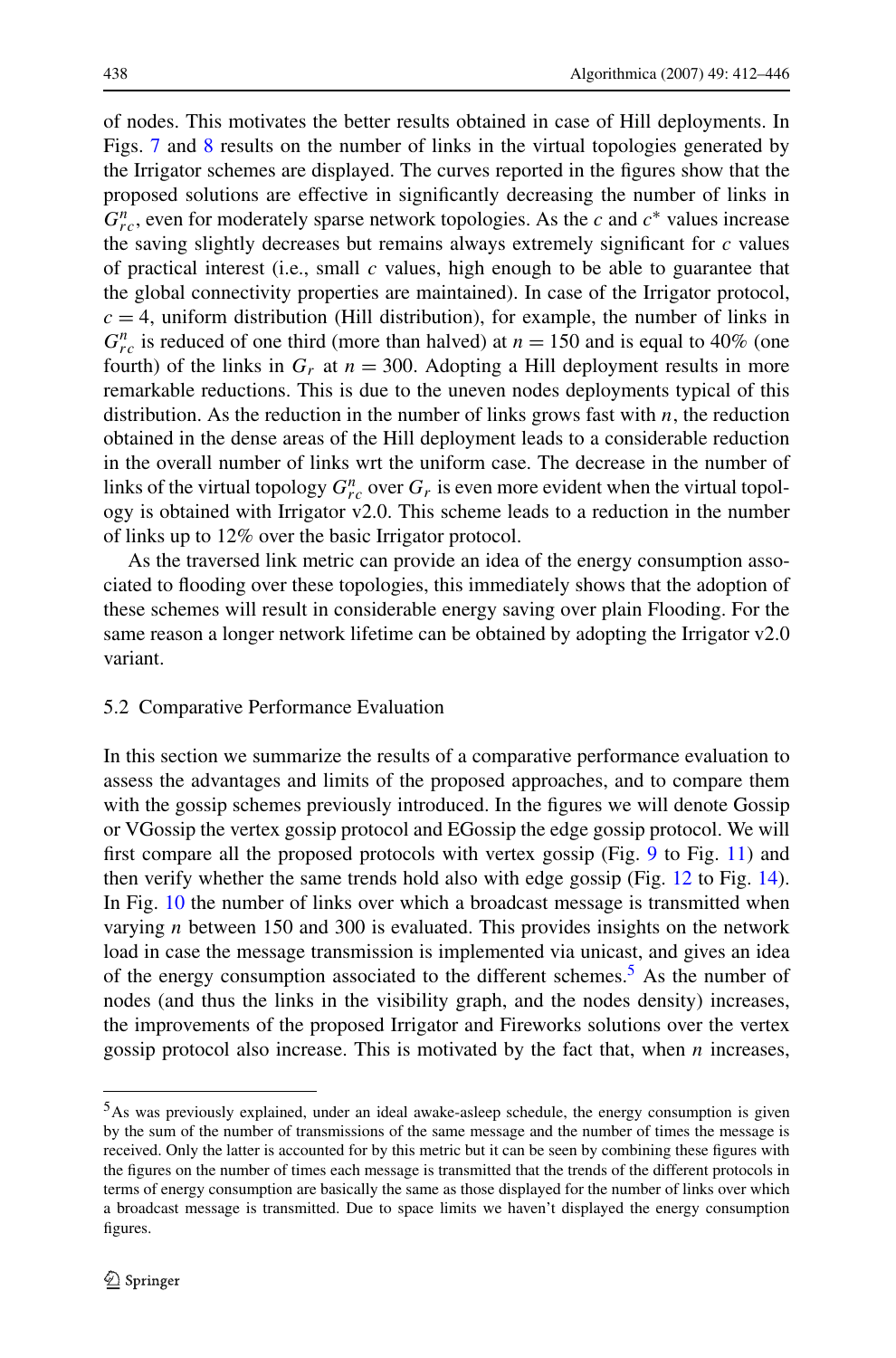of nodes. This motivates the better results obtained in case of Hill deployments. In Figs. 7 and 8 results on the number of links in the virtual topologies generated by the Irrigator schemes are displayed. The curves reported in the figures show that the proposed solutions are effective in significantly decreasing the number of links in $G^n_{rc}$, even for moderately sparse network topologies. As the $c$ and $c^*$ values increase the saving slightly decreases but remains always extremely significant for $c$ values of practical interest (i.e., small $c$ values, high enough to be able to guarantee that the global connectivity properties are maintained). In case of the Irrigator protocol, $c = 4$, uniform distribution (Hill distribution), for example, the number of links in $G^n_{rc}$ is reduced of one third (more than halved) at $n = 150$ and is equal to 40% (one fourth) of the links in $G_r$ at $n = 300$. Adopting a Hill deployment results in more remarkable reductions. This is due to the uneven nodes deployments typical of this distribution. As the reduction in the number of links grows fast with $n$, the reduction obtained in the dense areas of the Hill deployment leads to a considerable reduction in the overall number of links wrt the uniform case. The decrease in the number of links of the virtual topology $G^n_{rc}$ over $G_r$ is even more evident when the virtual topology is obtained with Irrigator v2.0. This scheme leads to a reduction in the number of links up to 12% over the basic Irrigator protocol.

As the traversed link metric can provide an idea of the energy consumption associated to flooding over these topologies, this immediately shows that the adoption of these schemes will result in considerable energy saving over plain Flooding. For the same reason a longer network lifetime can be obtained by adopting the Irrigator v2.0 variant.

### 5.2 Comparative Performance Evaluation

In this section we summarize the results of a comparative performance evaluation to assess the advantages and limits of the proposed approaches, and to compare them with the gossip schemes previously introduced. In the figures we will denote Gossip or VGossip the vertex gossip protocol and EGossip the edge gossip protocol. We will first compare all the proposed protocols with vertex gossip (Fig. 9 to Fig. 11) and then verify whether the same trends hold also with edge gossip (Fig. 12 to Fig. 14). In Fig. 10 the number of links over which a broadcast message is transmitted when varying $n$ between 150 and 300 is evaluated. This provides insights on the network load in case the message transmission is implemented via unicast, and gives an idea of the energy consumption associated to the different schemes.[5] As the number of nodes (and thus the links in the visibility graph, and the nodes density) increases, the improvements of the proposed Irrigator and Fireworks solutions over the vertex gossip protocol also increase. This is motivated by the fact that, when $n$ increases,

[5] As was previously explained, under an ideal awake-asleep schedule, the energy consumption is given by the sum of the number of transmissions of the same message and the number of times the message is received. Only the latter is accounted for by this metric but it can be seen by combining these figures with the figures on the number of times each message is transmitted that the trends of the different protocols in terms of energy consumption are basically the same as those displayed for the number of links over which a broadcast message is transmitted. Due to space limits we haven't displayed the energy consumption figures.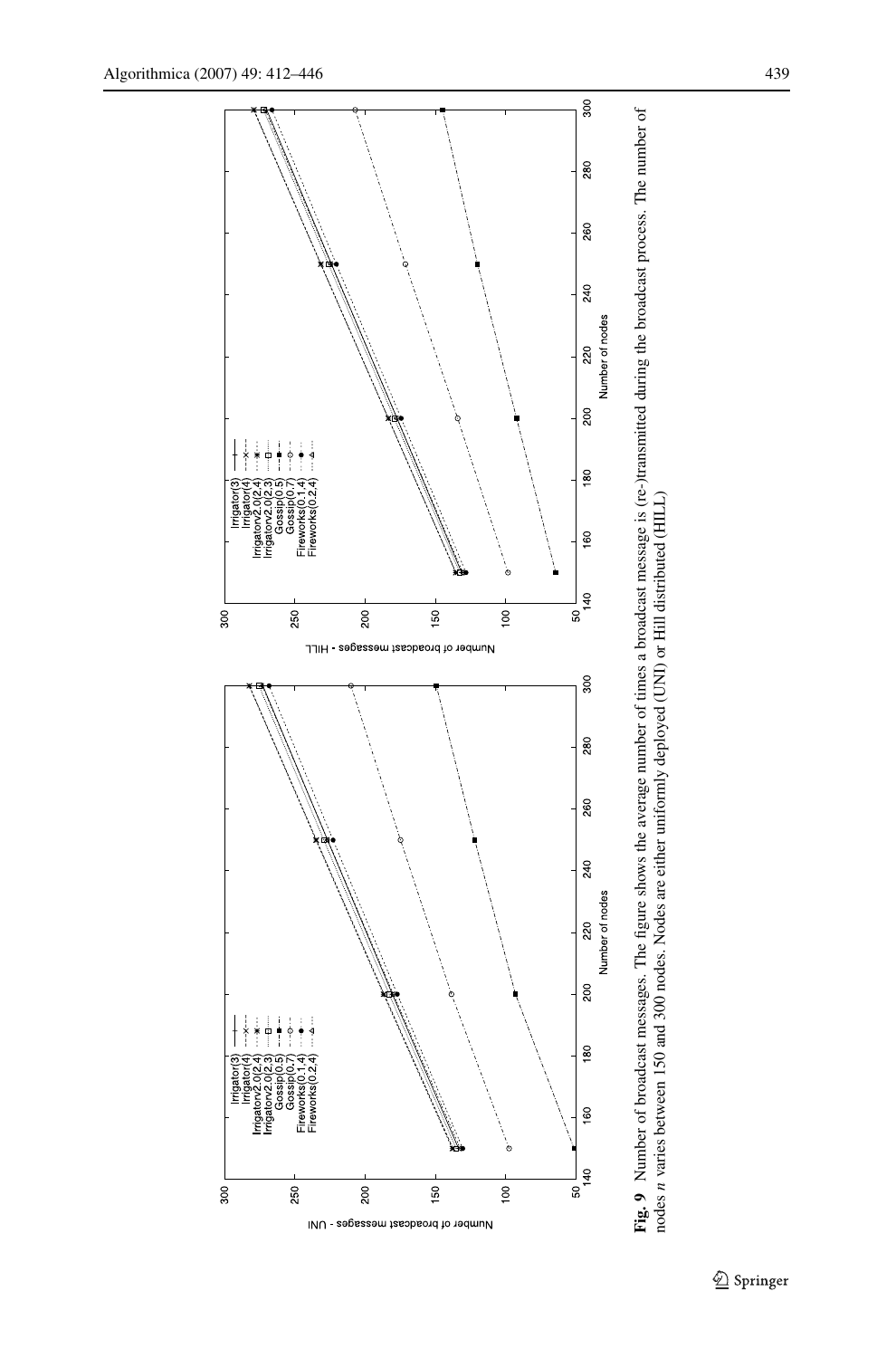**Fig. 9** Number of broadcast messages. The figure shows the average number of times a broadcast message is (re-)transmitted during the broadcast process. The number of nodes $n$ varies between 150 and 300 nodes. Nodes are either uniformly deployed (UNI) or Hill distributed (HILL)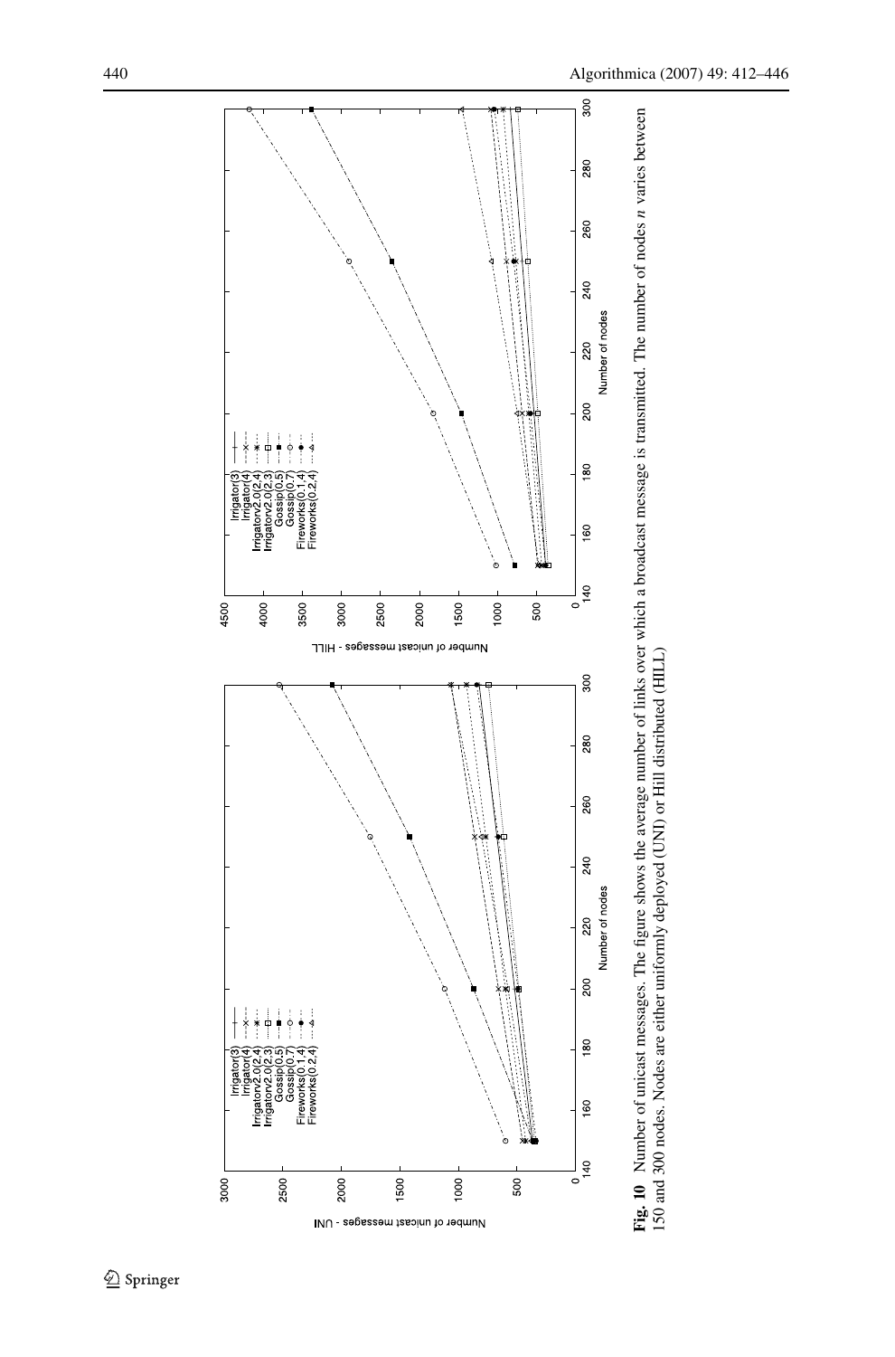**Fig. 10** Number of unicast messages. The figure shows the average number of links over which a broadcast message is transmitted. The number of nodes $n$ varies between 150 and 300 nodes. Nodes are either uniformly deployed (UNI) or Hill distributed (HILL)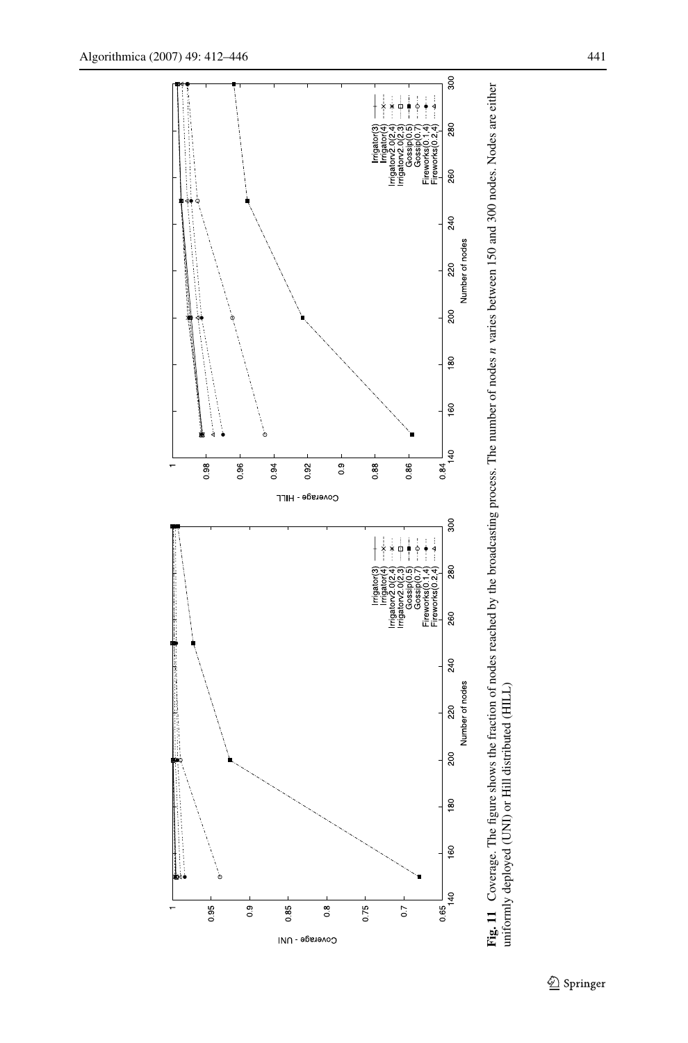**Fig. 11** Coverage. The figure shows the fraction of nodes reached by the broadcasting process. The number of nodes $n$ varies between 150 and 300 nodes. Nodes are either uniformly deployed (UNI) or Hill distributed (HILL)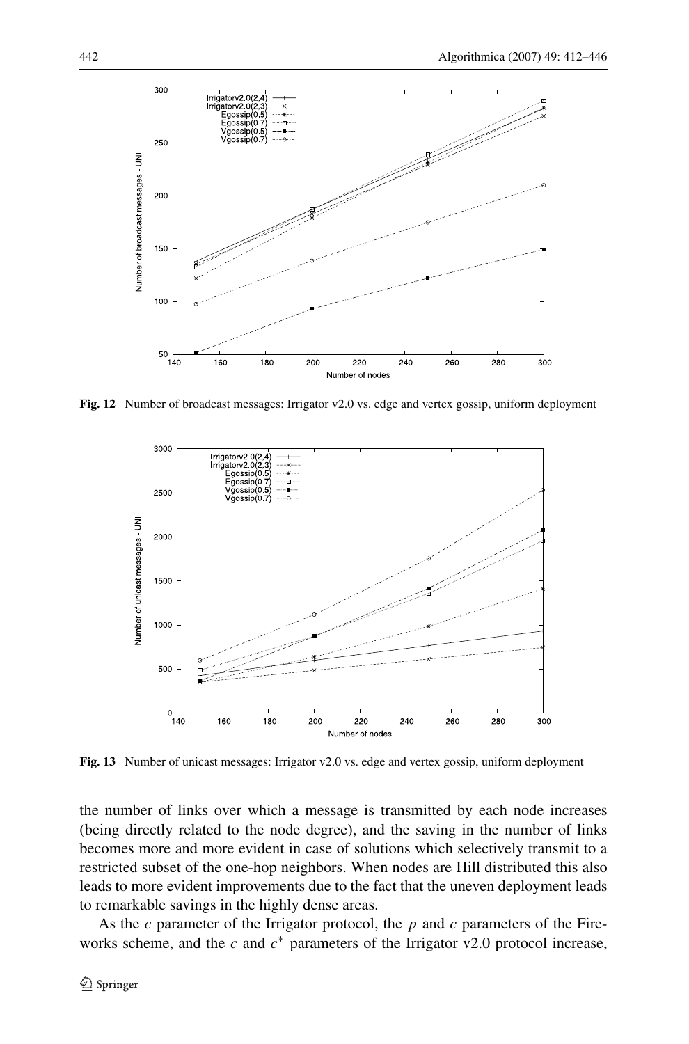**Fig. 12** Number of broadcast messages: Irrigator v2.0 vs. edge and vertex gossip, uniform deployment

**Fig. 13** Number of unicast messages: Irrigator v2.0 vs. edge and vertex gossip, uniform deployment

the number of links over which a message is transmitted by each node increases (being directly related to the node degree), and the saving in the number of links becomes more and more evident in case of solutions which selectively transmit to a restricted subset of the one-hop neighbors. When nodes are Hill distributed this also leads to more evident improvements due to the fact that the uneven deployment leads to remarkable savings in the highly dense areas.

As the $c$ parameter of the Irrigator protocol, the $p$ and $c$ parameters of the Fireworks scheme, and the $c$ and $c^*$ parameters of the Irrigator v2.0 protocol increase,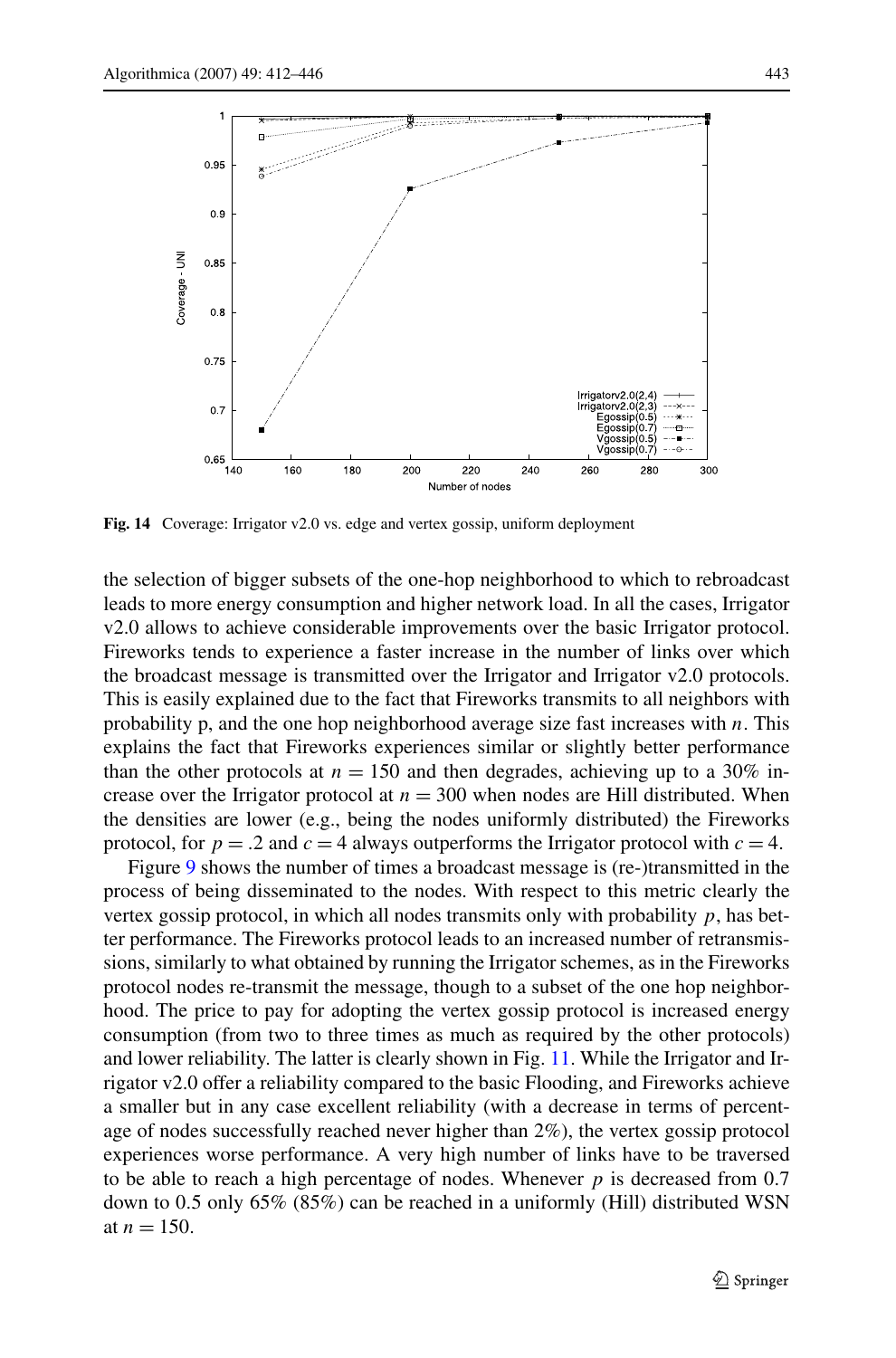**Fig. 14** Coverage: Irrigator v2.0 vs. edge and vertex gossip, uniform deployment

the selection of bigger subsets of the one-hop neighborhood to which to rebroadcast leads to more energy consumption and higher network load. In all the cases, Irrigator v2.0 allows to achieve considerable improvements over the basic Irrigator protocol. Fireworks tends to experience a faster increase in the number of links over which the broadcast message is transmitted over the Irrigator and Irrigator v2.0 protocols. This is easily explained due to the fact that Fireworks transmits to all neighbors with probability p, and the one hop neighborhood average size fast increases with $n$. This explains the fact that Fireworks experiences similar or slightly better performance than the other protocols at $n = 150$ and then degrades, achieving up to a 30% increase over the Irrigator protocol at $n = 300$ when nodes are Hill distributed. When the densities are lower (e.g., being the nodes uniformly distributed) the Fireworks protocol, for $p = .2$ and $c = 4$ always outperforms the Irrigator protocol with $c = 4$.

Figure 9 shows the number of times a broadcast message is (re-)transmitted in the process of being disseminated to the nodes. With respect to this metric clearly the vertex gossip protocol, in which all nodes transmits only with probability $p$, has better performance. The Fireworks protocol leads to an increased number of retransmissions, similarly to what obtained by running the Irrigator schemes, as in the Fireworks protocol nodes re-transmit the message, though to a subset of the one hop neighborhood. The price to pay for adopting the vertex gossip protocol is increased energy consumption (from two to three times as much as required by the other protocols) and lower reliability. The latter is clearly shown in Fig. 11. While the Irrigator and Irrigator v2.0 offer a reliability compared to the basic Flooding, and Fireworks achieve a smaller but in any case excellent reliability (with a decrease in terms of percentage of nodes successfully reached never higher than 2%), the vertex gossip protocol experiences worse performance. A very high number of links have to be traversed to be able to reach a high percentage of nodes. Whenever $p$ is decreased from 0.7 down to 0.5 only 65% (85%) can be reached in a uniformly (Hill) distributed WSN at $n = 150$.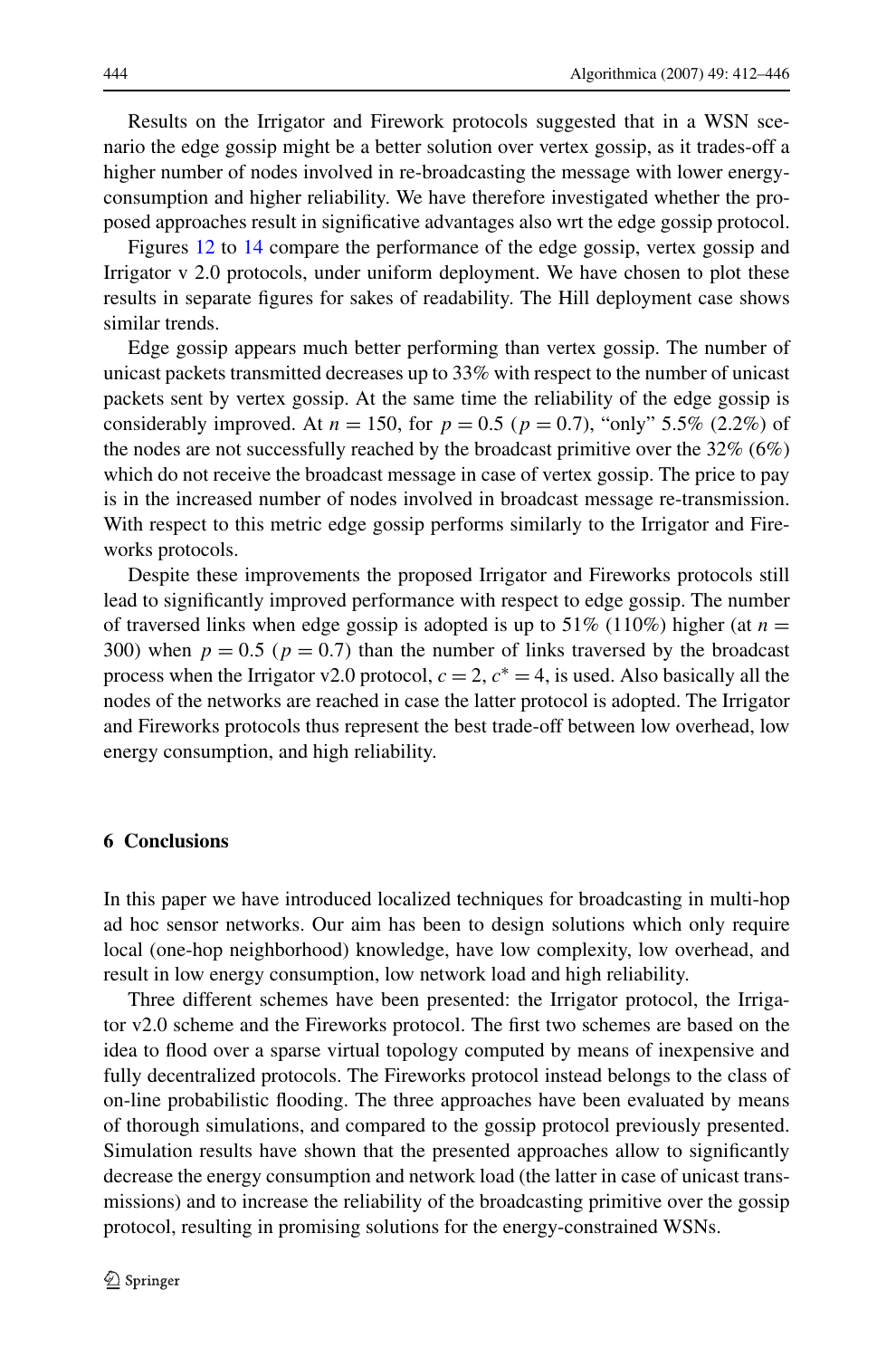Results on the Irrigator and Firework protocols suggested that in a WSN scenario the edge gossip might be a better solution over vertex gossip, as it trades-off a higher number of nodes involved in re-broadcasting the message with lower energy-consumption and higher reliability. We have therefore investigated whether the proposed approaches result in significative advantages also wrt the edge gossip protocol.

Figures 12 to 14 compare the performance of the edge gossip, vertex gossip and Irrigator v 2.0 protocols, under uniform deployment. We have chosen to plot these results in separate figures for sakes of readability. The Hill deployment case shows similar trends.

Edge gossip appears much better performing than vertex gossip. The number of unicast packets transmitted decreases up to 33% with respect to the number of unicast packets sent by vertex gossip. At the same time the reliability of the edge gossip is considerably improved. At $n = 150$, for $p = 0.5$ ($p = 0.7$), "only" 5.5% (2.2%) of the nodes are not successfully reached by the broadcast primitive over the 32% (6%) which do not receive the broadcast message in case of vertex gossip. The price to pay is in the increased number of nodes involved in broadcast message re-transmission. With respect to this metric edge gossip performs similarly to the Irrigator and Fireworks protocols.

Despite these improvements the proposed Irrigator and Fireworks protocols still lead to significantly improved performance with respect to edge gossip. The number of traversed links when edge gossip is adopted is up to 51% (110%) higher (at $n = 300$) when $p = 0.5$ ($p = 0.7$) than the number of links traversed by the broadcast process when the Irrigator v2.0 protocol, $c = 2$, $c^* = 4$, is used. Also basically all the nodes of the networks are reached in case the latter protocol is adopted. The Irrigator and Fireworks protocols thus represent the best trade-off between low overhead, low energy consumption, and high reliability.

## 6 Conclusions

In this paper we have introduced localized techniques for broadcasting in multi-hop ad hoc sensor networks. Our aim has been to design solutions which only require local (one-hop neighborhood) knowledge, have low complexity, low overhead, and result in low energy consumption, low network load and high reliability.

Three different schemes have been presented: the Irrigator protocol, the Irrigator v2.0 scheme and the Fireworks protocol. The first two schemes are based on the idea to flood over a sparse virtual topology computed by means of inexpensive and fully decentralized protocols. The Fireworks protocol instead belongs to the class of on-line probabilistic flooding. The three approaches have been evaluated by means of thorough simulations, and compared to the gossip protocol previously presented. Simulation results have shown that the presented approaches allow to significantly decrease the energy consumption and network load (the latter in case of unicast transmissions) and to increase the reliability of the broadcasting primitive over the gossip protocol, resulting in promising solutions for the energy-constrained WSNs.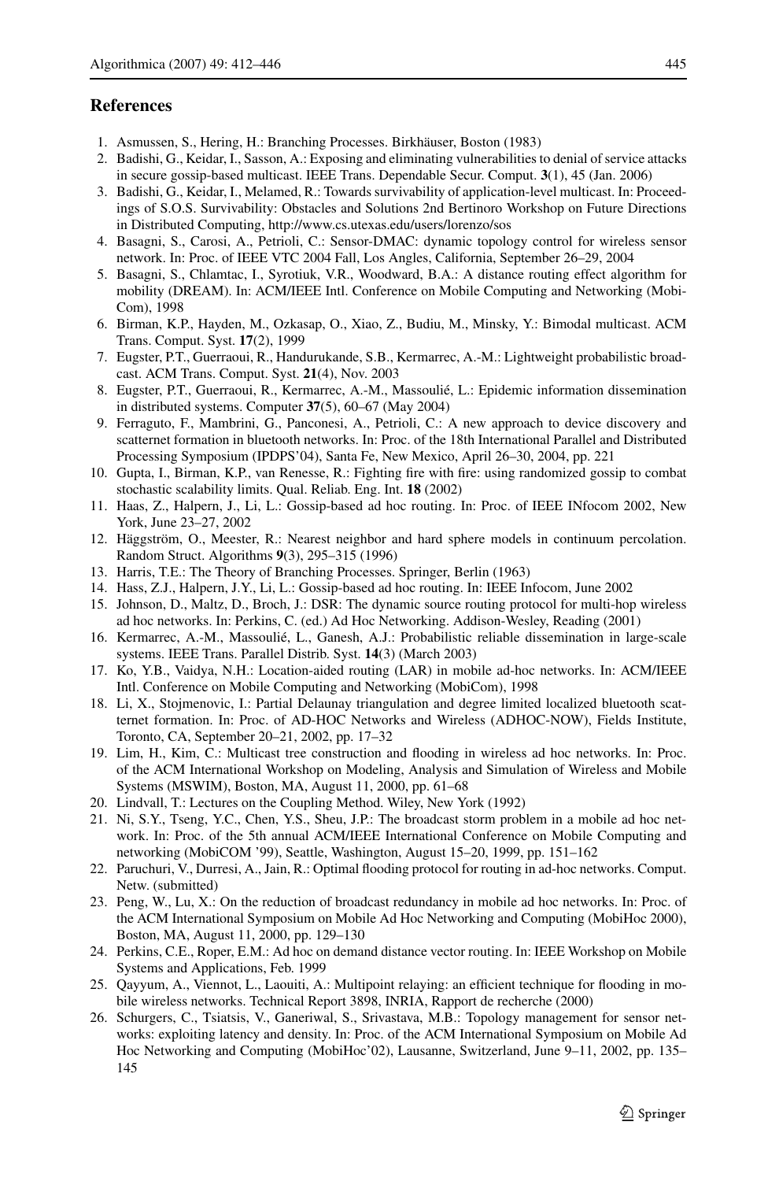## References

1. Asmussen, S., Hering, H.: Branching Processes. Birkhäuser, Boston (1983)
2. Badishi, G., Keidar, I., Sasson, A.: Exposing and eliminating vulnerabilities to denial of service attacks in secure gossip-based multicast. IEEE Trans. Dependable Secur. Comput. **3**(1), 45 (Jan. 2006)
3. Badishi, G., Keidar, I., Melamed, R.: Towards survivability of application-level multicast. In: Proceedings of S.O.S. Survivability: Obstacles and Solutions 2nd Bertinoro Workshop on Future Directions in Distributed Computing, http://www.cs.utexas.edu/users/lorenzo/sos
4. Basagni, S., Carosi, A., Petrioli, C.: Sensor-DMAC: dynamic topology control for wireless sensor network. In: Proc. of IEEE VTC 2004 Fall, Los Angles, California, September 26–29, 2004
5. Basagni, S., Chlamtac, I., Syrotiuk, V.R., Woodward, B.A.: A distance routing effect algorithm for mobility (DREAM). In: ACM/IEEE Intl. Conference on Mobile Computing and Networking (MobiCom), 1998
6. Birman, K.P., Hayden, M., Ozkasap, O., Xiao, Z., Budiu, M., Minsky, Y.: Bimodal multicast. ACM Trans. Comput. Syst. **17**(2), 1999
7. Eugster, P.T., Guerraoui, R., Handurukande, S.B., Kermarrec, A.-M.: Lightweight probabilistic broadcast. ACM Trans. Comput. Syst. **21**(4), Nov. 2003
8. Eugster, P.T., Guerraoui, R., Kermarrec, A.-M., Massoulié, L.: Epidemic information dissemination in distributed systems. Computer **37**(5), 60–67 (May 2004)
9. Ferraguto, F., Mambrini, G., Panconesi, A., Petrioli, C.: A new approach to device discovery and scatternet formation in bluetooth networks. In: Proc. of the 18th International Parallel and Distributed Processing Symposium (IPDPS'04), Santa Fe, New Mexico, April 26–30, 2004, pp. 221
10. Gupta, I., Birman, K.P., van Renesse, R.: Fighting fire with fire: using randomized gossip to combat stochastic scalability limits. Qual. Reliab. Eng. Int. **18** (2002)
11. Haas, Z., Halpern, J., Li, L.: Gossip-based ad hoc routing. In: Proc. of IEEE INfocom 2002, New York, June 23–27, 2002
12. Häggström, O., Meester, R.: Nearest neighbor and hard sphere models in continuum percolation. Random Struct. Algorithms **9**(3), 295–315 (1996)
13. Harris, T.E.: The Theory of Branching Processes. Springer, Berlin (1963)
14. Hass, Z.J., Halpern, J.Y., Li, L.: Gossip-based ad hoc routing. In: IEEE Infocom, June 2002
15. Johnson, D., Maltz, D., Broch, J.: DSR: The dynamic source routing protocol for multi-hop wireless ad hoc networks. In: Perkins, C. (ed.) Ad Hoc Networking. Addison-Wesley, Reading (2001)
16. Kermarrec, A.-M., Massoulié, L., Ganesh, A.J.: Probabilistic reliable dissemination in large-scale systems. IEEE Trans. Parallel Distrib. Syst. **14**(3) (March 2003)
17. Ko, Y.B., Vaidya, N.H.: Location-aided routing (LAR) in mobile ad-hoc networks. In: ACM/IEEE Intl. Conference on Mobile Computing and Networking (MobiCom), 1998
18. Li, X., Stojmenovic, I.: Partial Delaunay triangulation and degree limited localized bluetooth scatternet formation. In: Proc. of AD-HOC Networks and Wireless (ADHOC-NOW), Fields Institute, Toronto, CA, September 20–21, 2002, pp. 17–32
19. Lim, H., Kim, C.: Multicast tree construction and flooding in wireless ad hoc networks. In: Proc. of the ACM International Workshop on Modeling, Analysis and Simulation of Wireless and Mobile Systems (MSWIM), Boston, MA, August 11, 2000, pp. 61–68
20. Lindvall, T.: Lectures on the Coupling Method. Wiley, New York (1992)
21. Ni, S.Y., Tseng, Y.C., Chen, Y.S., Sheu, J.P.: The broadcast storm problem in a mobile ad hoc network. In: Proc. of the 5th annual ACM/IEEE International Conference on Mobile Computing and networking (MobiCOM '99), Seattle, Washington, August 15–20, 1999, pp. 151–162
22. Paruchuri, V., Durresi, A., Jain, R.: Optimal flooding protocol for routing in ad-hoc networks. Comput. Netw. (submitted)
23. Peng, W., Lu, X.: On the reduction of broadcast redundancy in mobile ad hoc networks. In: Proc. of the ACM International Symposium on Mobile Ad Hoc Networking and Computing (MobiHoc 2000), Boston, MA, August 11, 2000, pp. 129–130
24. Perkins, C.E., Roper, E.M.: Ad hoc on demand distance vector routing. In: IEEE Workshop on Mobile Systems and Applications, Feb. 1999
25. Qayyum, A., Viennot, L., Laouiti, A.: Multipoint relaying: an efficient technique for flooding in mobile wireless networks. Technical Report 3898, INRIA, Rapport de recherche (2000)
26. Schurgers, C., Tsiatsis, V., Ganeriwal, S., Srivastava, M.B.: Topology management for sensor networks: exploiting latency and density. In: Proc. of the ACM International Symposium on Mobile Ad Hoc Networking and Computing (MobiHoc'02), Lausanne, Switzerland, June 9–11, 2002, pp. 135–145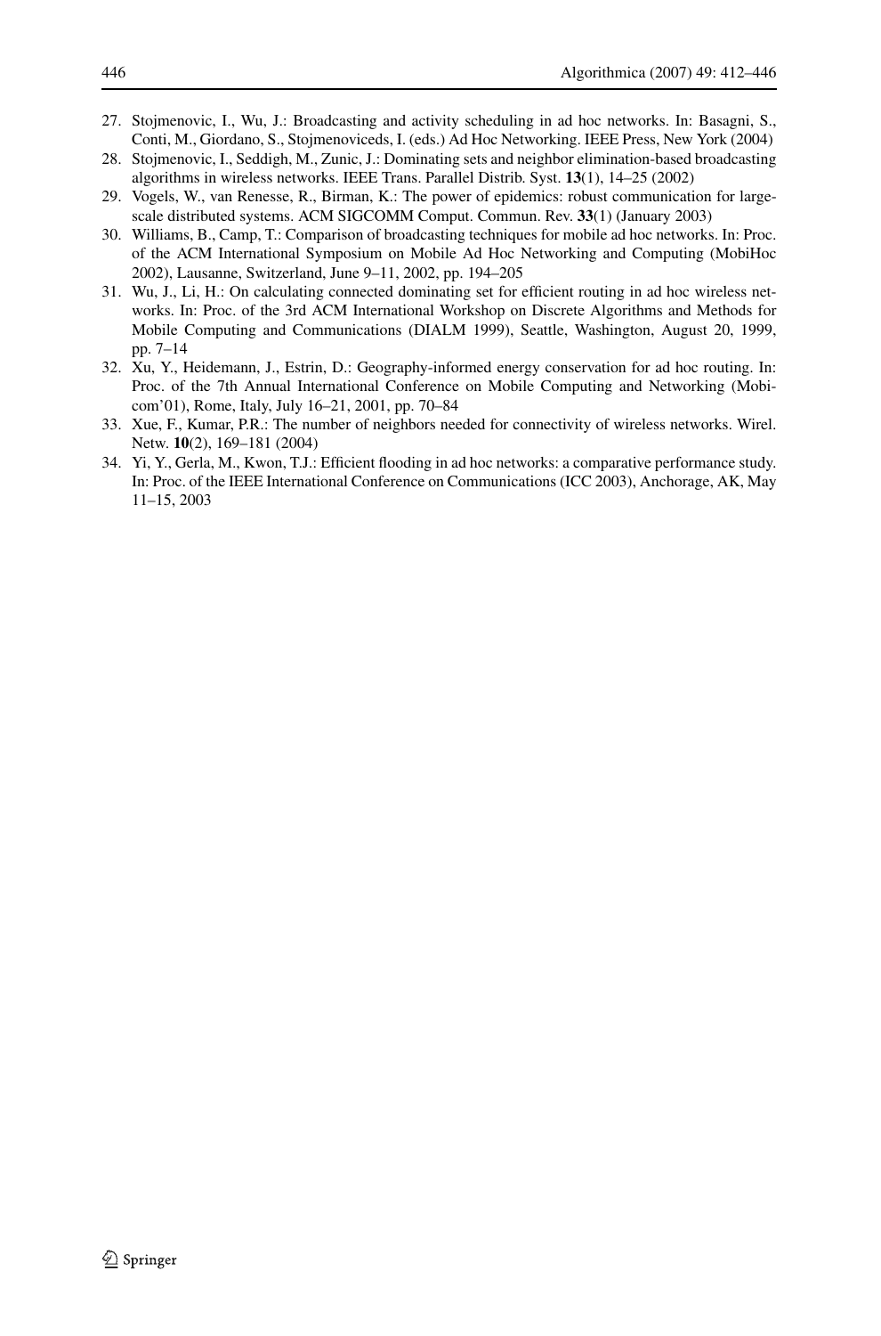27. Stojmenovic, I., Wu, J.: Broadcasting and activity scheduling in ad hoc networks. In: Basagni, S., Conti, M., Giordano, S., Stojmenoviceds, I. (eds.) Ad Hoc Networking. IEEE Press, New York (2004)
28. Stojmenovic, I., Seddigh, M., Zunic, J.: Dominating sets and neighbor elimination-based broadcasting algorithms in wireless networks. IEEE Trans. Parallel Distrib. Syst. **13**(1), 14–25 (2002)
29. Vogels, W., van Renesse, R., Birman, K.: The power of epidemics: robust communication for large-scale distributed systems. ACM SIGCOMM Comput. Commun. Rev. **33**(1) (January 2003)
30. Williams, B., Camp, T.: Comparison of broadcasting techniques for mobile ad hoc networks. In: Proc. of the ACM International Symposium on Mobile Ad Hoc Networking and Computing (MobiHoc 2002), Lausanne, Switzerland, June 9–11, 2002, pp. 194–205
31. Wu, J., Li, H.: On calculating connected dominating set for efficient routing in ad hoc wireless networks. In: Proc. of the 3rd ACM International Workshop on Discrete Algorithms and Methods for Mobile Computing and Communications (DIALM 1999), Seattle, Washington, August 20, 1999, pp. 7–14
32. Xu, Y., Heidemann, J., Estrin, D.: Geography-informed energy conservation for ad hoc routing. In: Proc. of the 7th Annual International Conference on Mobile Computing and Networking (Mobicom'01), Rome, Italy, July 16–21, 2001, pp. 70–84
33. Xue, F., Kumar, P.R.: The number of neighbors needed for connectivity of wireless networks. Wirel. Netw. **10**(2), 169–181 (2004)
34. Yi, Y., Gerla, M., Kwon, T.J.: Efficient flooding in ad hoc networks: a comparative performance study. In: Proc. of the IEEE International Conference on Communications (ICC 2003), Anchorage, AK, May 11–15, 2003